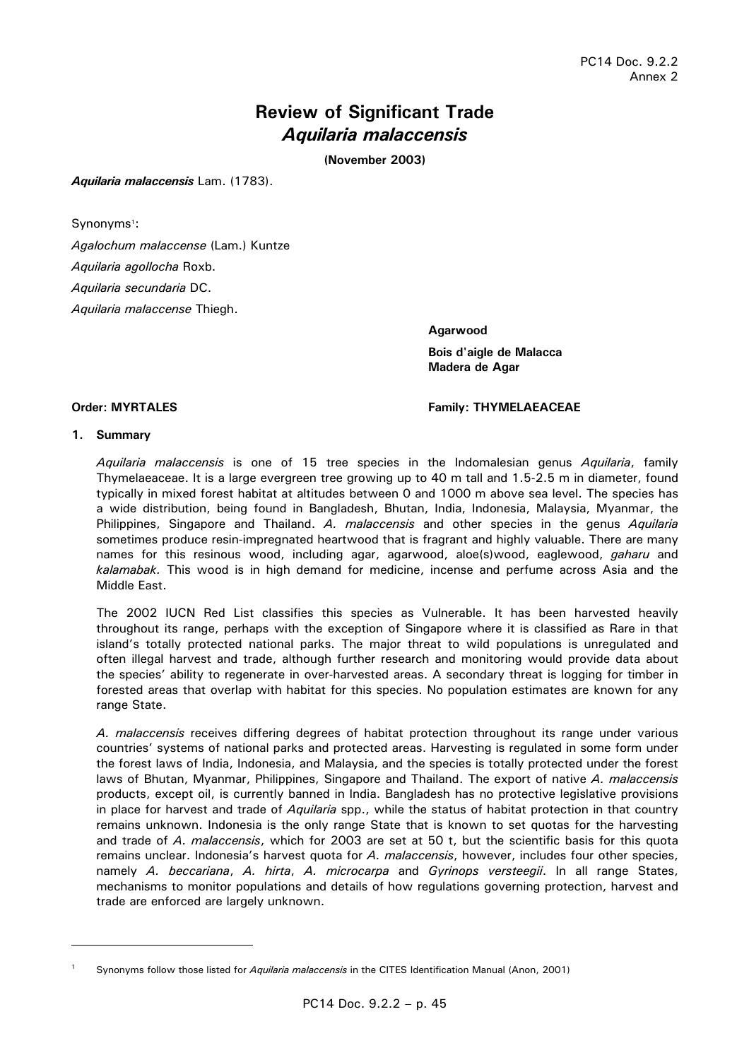# Review of Significant Trade
## *Aquilaria malaccensis*

**(November 2003)**

***Aquilaria malaccensis*** Lam. (1783).

Synonyms[1]:

*Agalochum malaccense* (Lam.) Kuntze
*Aquilaria agollocha* Roxb.
*Aquilaria secundaria* DC.
*Aquilaria malaccense* Thiegh.

**Agarwood**

**Bois d'aigle de Malacca**

**Madera de Agar**

**Order: MYRTALES** **Family: THYMELAEACEAE**

### 1. Summary

*Aquilaria malaccensis* is one of 15 tree species in the Indomalesian genus *Aquilaria*, family Thymelaeaceae. It is a large evergreen tree growing up to 40 m tall and 1.5-2.5 m in diameter, found typically in mixed forest habitat at altitudes between 0 and 1000 m above sea level. The species has a wide distribution, being found in Bangladesh, Bhutan, India, Indonesia, Malaysia, Myanmar, the Philippines, Singapore and Thailand. *A. malaccensis* and other species in the genus *Aquilaria* sometimes produce resin-impregnated heartwood that is fragrant and highly valuable. There are many names for this resinous wood, including agar, agarwood, aloe(s)wood, eaglewood, *gaharu* and *kalamabak.* This wood is in high demand for medicine, incense and perfume across Asia and the Middle East.

The 2002 IUCN Red List classifies this species as Vulnerable. It has been harvested heavily throughout its range, perhaps with the exception of Singapore where it is classified as Rare in that island's totally protected national parks. The major threat to wild populations is unregulated and often illegal harvest and trade, although further research and monitoring would provide data about the species' ability to regenerate in over-harvested areas. A secondary threat is logging for timber in forested areas that overlap with habitat for this species. No population estimates are known for any range State.

*A. malaccensis* receives differing degrees of habitat protection throughout its range under various countries' systems of national parks and protected areas. Harvesting is regulated in some form under the forest laws of India, Indonesia, and Malaysia, and the species is totally protected under the forest laws of Bhutan, Myanmar, Philippines, Singapore and Thailand. The export of native *A. malaccensis* products, except oil, is currently banned in India. Bangladesh has no protective legislative provisions in place for harvest and trade of *Aquilaria* spp., while the status of habitat protection in that country remains unknown. Indonesia is the only range State that is known to set quotas for the harvesting and trade of *A. malaccensis*, which for 2003 are set at 50 t, but the scientific basis for this quota remains unclear. Indonesia's harvest quota for *A. malaccensis*, however, includes four other species, namely *A. beccariana*, *A. hirta*, *A. microcarpa* and *Gyrinops versteegii*. In all range States, mechanisms to monitor populations and details of how regulations governing protection, harvest and trade are enforced are largely unknown.

---

[1] Synonyms follow those listed for *Aquilaria malaccensis* in the CITES Identification Manual (Anon, 2001)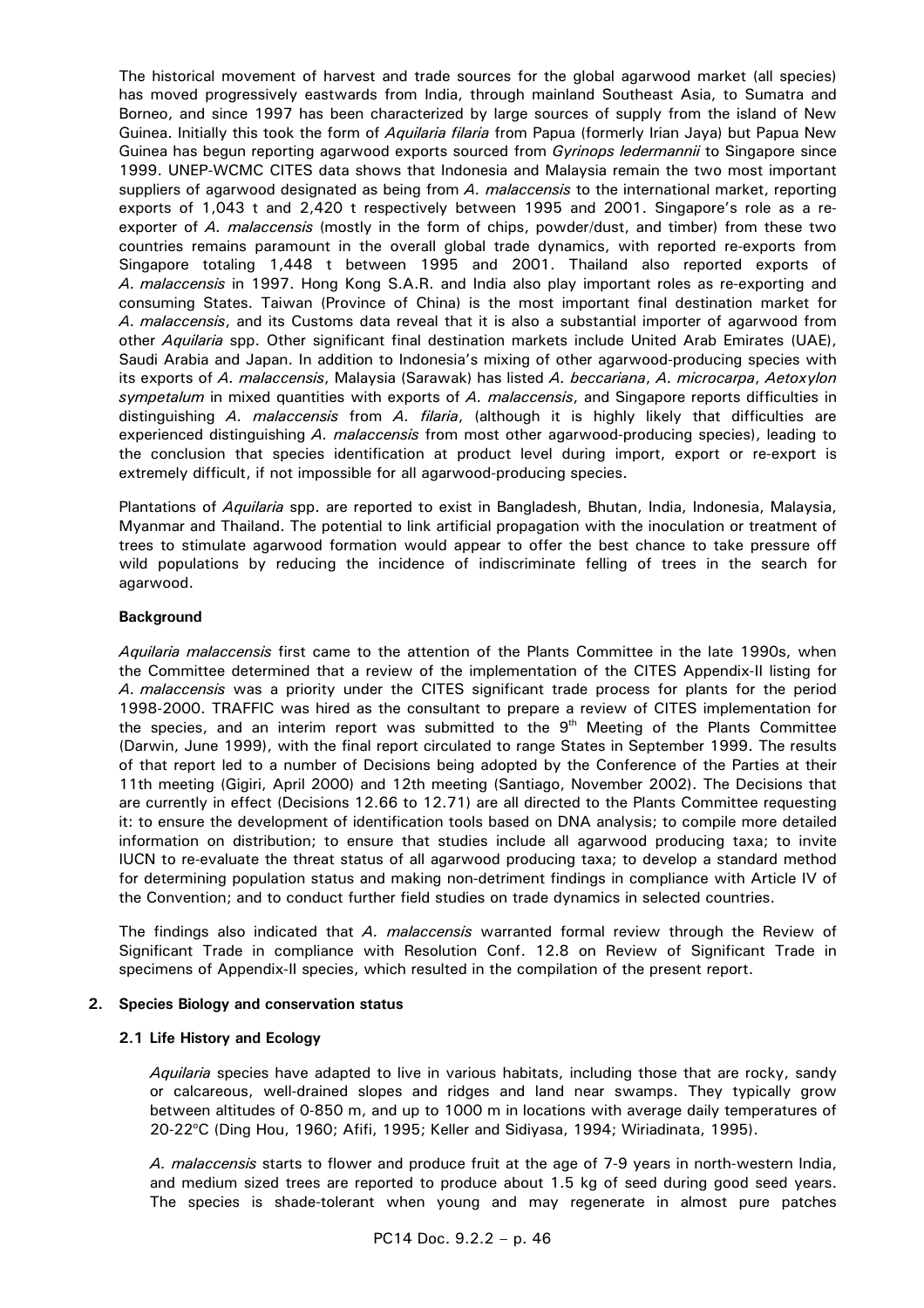The historical movement of harvest and trade sources for the global agarwood market (all species) has moved progressively eastwards from India, through mainland Southeast Asia, to Sumatra and Borneo, and since 1997 has been characterized by large sources of supply from the island of New Guinea. Initially this took the form of *Aquilaria filaria* from Papua (formerly Irian Jaya) but Papua New Guinea has begun reporting agarwood exports sourced from *Gyrinops ledermannii* to Singapore since 1999. UNEP-WCMC CITES data shows that Indonesia and Malaysia remain the two most important suppliers of agarwood designated as being from *A. malaccensis* to the international market, reporting exports of 1,043 t and 2,420 t respectively between 1995 and 2001. Singapore's role as a re-exporter of *A. malaccensis* (mostly in the form of chips, powder/dust, and timber) from these two countries remains paramount in the overall global trade dynamics, with reported re-exports from Singapore totaling 1,448 t between 1995 and 2001. Thailand also reported exports of *A. malaccensis* in 1997. Hong Kong S.A.R. and India also play important roles as re-exporting and consuming States. Taiwan (Province of China) is the most important final destination market for *A. malaccensis*, and its Customs data reveal that it is also a substantial importer of agarwood from other *Aquilaria* spp. Other significant final destination markets include United Arab Emirates (UAE), Saudi Arabia and Japan. In addition to Indonesia's mixing of other agarwood-producing species with its exports of *A. malaccensis*, Malaysia (Sarawak) has listed *A. beccariana*, *A. microcarpa*, *Aetoxylon sympetalum* in mixed quantities with exports of *A. malaccensis*, and Singapore reports difficulties in distinguishing *A. malaccensis* from *A. filaria*, (although it is highly likely that difficulties are experienced distinguishing *A. malaccensis* from most other agarwood-producing species), leading to the conclusion that species identification at product level during import, export or re-export is extremely difficult, if not impossible for all agarwood-producing species.

Plantations of *Aquilaria* spp. are reported to exist in Bangladesh, Bhutan, India, Indonesia, Malaysia, Myanmar and Thailand. The potential to link artificial propagation with the inoculation or treatment of trees to stimulate agarwood formation would appear to offer the best chance to take pressure off wild populations by reducing the incidence of indiscriminate felling of trees in the search for agarwood.

**Background**

*Aquilaria malaccensis* first came to the attention of the Plants Committee in the late 1990s, when the Committee determined that a review of the implementation of the CITES Appendix-II listing for *A. malaccensis* was a priority under the CITES significant trade process for plants for the period 1998-2000. TRAFFIC was hired as the consultant to prepare a review of CITES implementation for the species, and an interim report was submitted to the 9th Meeting of the Plants Committee (Darwin, June 1999), with the final report circulated to range States in September 1999. The results of that report led to a number of Decisions being adopted by the Conference of the Parties at their 11th meeting (Gigiri, April 2000) and 12th meeting (Santiago, November 2002). The Decisions that are currently in effect (Decisions 12.66 to 12.71) are all directed to the Plants Committee requesting it: to ensure the development of identification tools based on DNA analysis; to compile more detailed information on distribution; to ensure that studies include all agarwood producing taxa; to invite IUCN to re-evaluate the threat status of all agarwood producing taxa; to develop a standard method for determining population status and making non-detriment findings in compliance with Article IV of the Convention; and to conduct further field studies on trade dynamics in selected countries.

The findings also indicated that *A. malaccensis* warranted formal review through the Review of Significant Trade in compliance with Resolution Conf. 12.8 on Review of Significant Trade in specimens of Appendix-II species, which resulted in the compilation of the present report.

## 2. Species Biology and conservation status

### 2.1 Life History and Ecology

*Aquilaria* species have adapted to live in various habitats, including those that are rocky, sandy or calcareous, well-drained slopes and ridges and land near swamps. They typically grow between altitudes of 0-850 m, and up to 1000 m in locations with average daily temperatures of 20-22°C (Ding Hou, 1960; Afifi, 1995; Keller and Sidiyasa, 1994; Wiriadinata, 1995).

*A. malaccensis* starts to flower and produce fruit at the age of 7-9 years in north-western India, and medium sized trees are reported to produce about 1.5 kg of seed during good seed years. The species is shade-tolerant when young and may regenerate in almost pure patches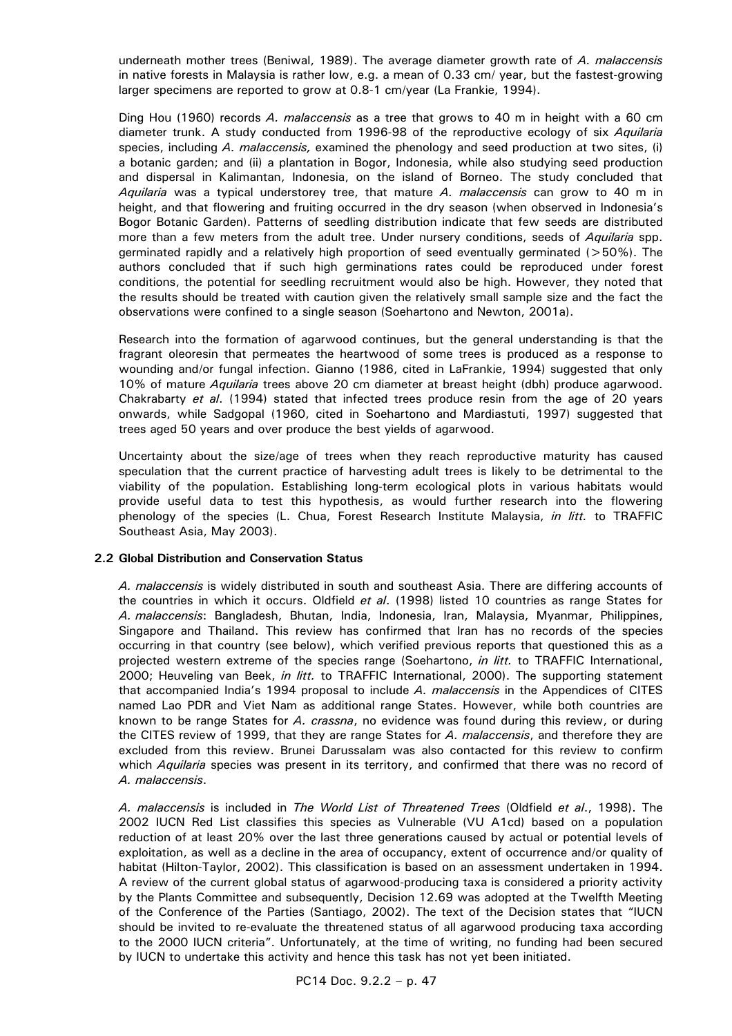underneath mother trees (Beniwal, 1989). The average diameter growth rate of *A. malaccensis* in native forests in Malaysia is rather low, e.g. a mean of 0.33 cm/ year, but the fastest-growing larger specimens are reported to grow at 0.8-1 cm/year (La Frankie, 1994).

Ding Hou (1960) records *A. malaccensis* as a tree that grows to 40 m in height with a 60 cm diameter trunk. A study conducted from 1996-98 of the reproductive ecology of six *Aquilaria* species, including *A. malaccensis,* examined the phenology and seed production at two sites, (i) a botanic garden; and (ii) a plantation in Bogor, Indonesia, while also studying seed production and dispersal in Kalimantan, Indonesia, on the island of Borneo. The study concluded that *Aquilaria* was a typical understorey tree, that mature *A. malaccensis* can grow to 40 m in height, and that flowering and fruiting occurred in the dry season (when observed in Indonesia's Bogor Botanic Garden). Patterns of seedling distribution indicate that few seeds are distributed more than a few meters from the adult tree. Under nursery conditions, seeds of *Aquilaria* spp. germinated rapidly and a relatively high proportion of seed eventually germinated (>50%). The authors concluded that if such high germinations rates could be reproduced under forest conditions, the potential for seedling recruitment would also be high. However, they noted that the results should be treated with caution given the relatively small sample size and the fact the observations were confined to a single season (Soehartono and Newton, 2001a).

Research into the formation of agarwood continues, but the general understanding is that the fragrant oleoresin that permeates the heartwood of some trees is produced as a response to wounding and/or fungal infection. Gianno (1986, cited in LaFrankie, 1994) suggested that only 10% of mature *Aquilaria* trees above 20 cm diameter at breast height (dbh) produce agarwood. Chakrabarty *et al*. (1994) stated that infected trees produce resin from the age of 20 years onwards, while Sadgopal (1960, cited in Soehartono and Mardiastuti, 1997) suggested that trees aged 50 years and over produce the best yields of agarwood.

Uncertainty about the size/age of trees when they reach reproductive maturity has caused speculation that the current practice of harvesting adult trees is likely to be detrimental to the viability of the population. Establishing long-term ecological plots in various habitats would provide useful data to test this hypothesis, as would further research into the flowering phenology of the species (L. Chua, Forest Research Institute Malaysia, *in litt.* to TRAFFIC Southeast Asia, May 2003).

### 2.2 Global Distribution and Conservation Status

*A. malaccensis* is widely distributed in south and southeast Asia. There are differing accounts of the countries in which it occurs. Oldfield *et al*. (1998) listed 10 countries as range States for *A. malaccensis*: Bangladesh, Bhutan, India, Indonesia, Iran, Malaysia, Myanmar, Philippines, Singapore and Thailand. This review has confirmed that Iran has no records of the species occurring in that country (see below), which verified previous reports that questioned this as a projected western extreme of the species range (Soehartono, *in litt.* to TRAFFIC International, 2000; Heuveling van Beek, *in litt.* to TRAFFIC International, 2000). The supporting statement that accompanied India's 1994 proposal to include *A. malaccensis* in the Appendices of CITES named Lao PDR and Viet Nam as additional range States. However, while both countries are known to be range States for *A. crassna*, no evidence was found during this review, or during the CITES review of 1999, that they are range States for *A. malaccensis*, and therefore they are excluded from this review. Brunei Darussalam was also contacted for this review to confirm which *Aquilaria* species was present in its territory, and confirmed that there was no record of *A. malaccensis*.

*A. malaccensis* is included in *The World List of Threatened Trees* (Oldfield *et al*., 1998). The 2002 IUCN Red List classifies this species as Vulnerable (VU A1cd) based on a population reduction of at least 20% over the last three generations caused by actual or potential levels of exploitation, as well as a decline in the area of occupancy, extent of occurrence and/or quality of habitat (Hilton-Taylor, 2002). This classification is based on an assessment undertaken in 1994. A review of the current global status of agarwood-producing taxa is considered a priority activity by the Plants Committee and subsequently, Decision 12.69 was adopted at the Twelfth Meeting of the Conference of the Parties (Santiago, 2002). The text of the Decision states that "IUCN should be invited to re-evaluate the threatened status of all agarwood producing taxa according to the 2000 IUCN criteria". Unfortunately, at the time of writing, no funding had been secured by IUCN to undertake this activity and hence this task has not yet been initiated.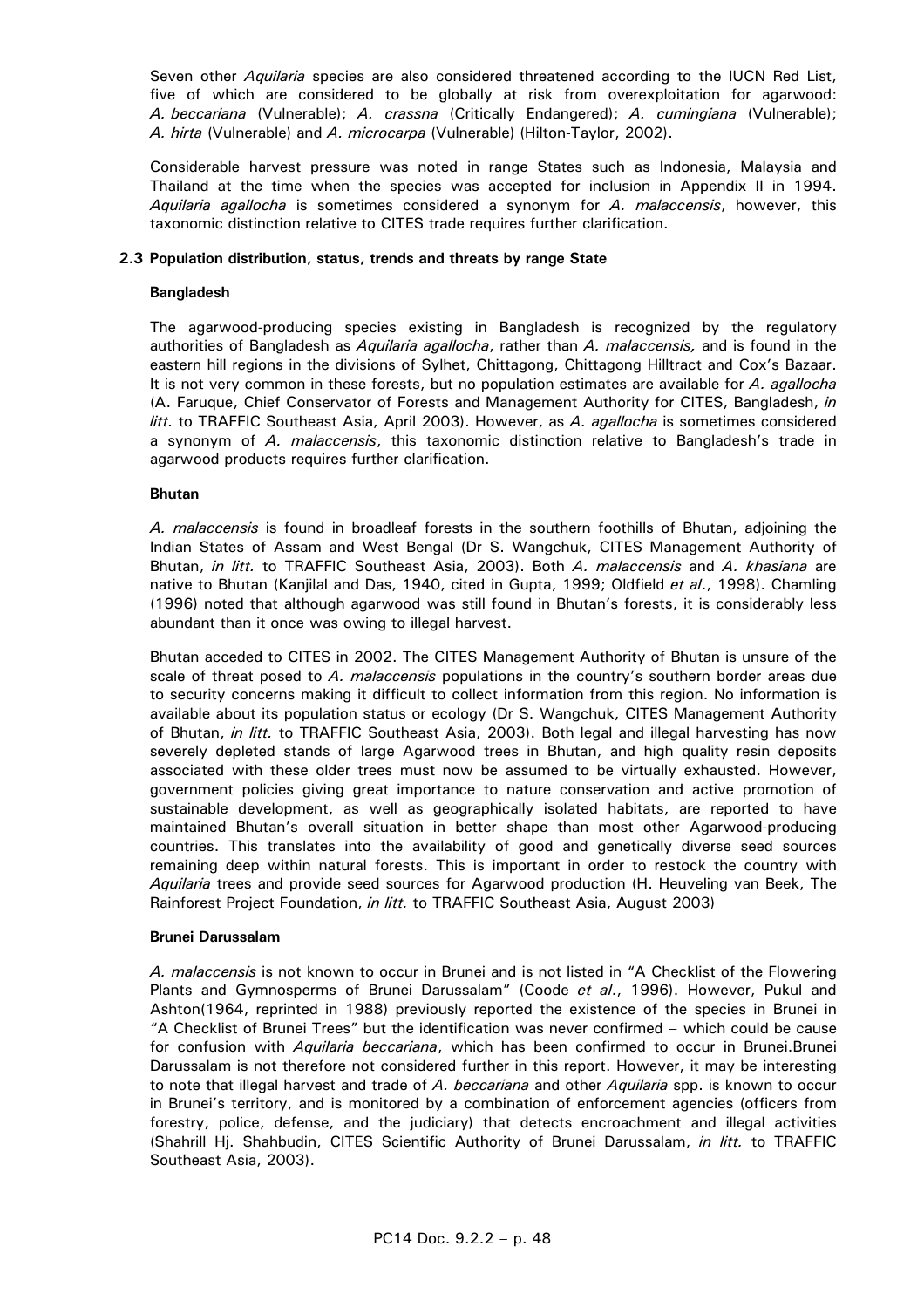Seven other *Aquilaria* species are also considered threatened according to the IUCN Red List, five of which are considered to be globally at risk from overexploitation for agarwood: *A. beccariana* (Vulnerable); *A. crassna* (Critically Endangered); *A. cumingiana* (Vulnerable); *A. hirta* (Vulnerable) and *A. microcarpa* (Vulnerable) (Hilton-Taylor, 2002).

Considerable harvest pressure was noted in range States such as Indonesia, Malaysia and Thailand at the time when the species was accepted for inclusion in Appendix II in 1994. *Aquilaria agallocha* is sometimes considered a synonym for *A. malaccensis*, however, this taxonomic distinction relative to CITES trade requires further clarification.

**2.3 Population distribution, status, trends and threats by range State**

**Bangladesh**

The agarwood-producing species existing in Bangladesh is recognized by the regulatory authorities of Bangladesh as *Aquilaria agallocha*, rather than *A. malaccensis,* and is found in the eastern hill regions in the divisions of Sylhet, Chittagong, Chittagong Hilltract and Cox's Bazaar. It is not very common in these forests, but no population estimates are available for *A. agallocha* (A. Faruque, Chief Conservator of Forests and Management Authority for CITES, Bangladesh, *in litt.* to TRAFFIC Southeast Asia, April 2003). However, as *A. agallocha* is sometimes considered a synonym of *A. malaccensis*, this taxonomic distinction relative to Bangladesh's trade in agarwood products requires further clarification.

**Bhutan**

*A. malaccensis* is found in broadleaf forests in the southern foothills of Bhutan, adjoining the Indian States of Assam and West Bengal (Dr S. Wangchuk, CITES Management Authority of Bhutan, *in litt.* to TRAFFIC Southeast Asia, 2003). Both *A. malaccensis* and *A. khasiana* are native to Bhutan (Kanjilal and Das, 1940, cited in Gupta, 1999; Oldfield *et al*., 1998). Chamling (1996) noted that although agarwood was still found in Bhutan's forests, it is considerably less abundant than it once was owing to illegal harvest.

Bhutan acceded to CITES in 2002. The CITES Management Authority of Bhutan is unsure of the scale of threat posed to *A. malaccensis* populations in the country's southern border areas due to security concerns making it difficult to collect information from this region. No information is available about its population status or ecology (Dr S. Wangchuk, CITES Management Authority of Bhutan, *in litt.* to TRAFFIC Southeast Asia, 2003). Both legal and illegal harvesting has now severely depleted stands of large Agarwood trees in Bhutan, and high quality resin deposits associated with these older trees must now be assumed to be virtually exhausted. However, government policies giving great importance to nature conservation and active promotion of sustainable development, as well as geographically isolated habitats, are reported to have maintained Bhutan's overall situation in better shape than most other Agarwood-producing countries. This translates into the availability of good and genetically diverse seed sources remaining deep within natural forests. This is important in order to restock the country with *Aquilaria* trees and provide seed sources for Agarwood production (H. Heuveling van Beek, The Rainforest Project Foundation, *in litt.* to TRAFFIC Southeast Asia, August 2003)

**Brunei Darussalam**

*A. malaccensis* is not known to occur in Brunei and is not listed in "A Checklist of the Flowering Plants and Gymnosperms of Brunei Darussalam" (Coode *et al*., 1996). However, Pukul and Ashton(1964, reprinted in 1988) previously reported the existence of the species in Brunei in "A Checklist of Brunei Trees" but the identification was never confirmed – which could be cause for confusion with *Aquilaria beccariana*, which has been confirmed to occur in Brunei.Brunei Darussalam is not therefore not considered further in this report. However, it may be interesting to note that illegal harvest and trade of *A. beccariana* and other *Aquilaria* spp. is known to occur in Brunei's territory, and is monitored by a combination of enforcement agencies (officers from forestry, police, defense, and the judiciary) that detects encroachment and illegal activities (Shahrill Hj. Shahbudin, CITES Scientific Authority of Brunei Darussalam, *in litt.* to TRAFFIC Southeast Asia, 2003).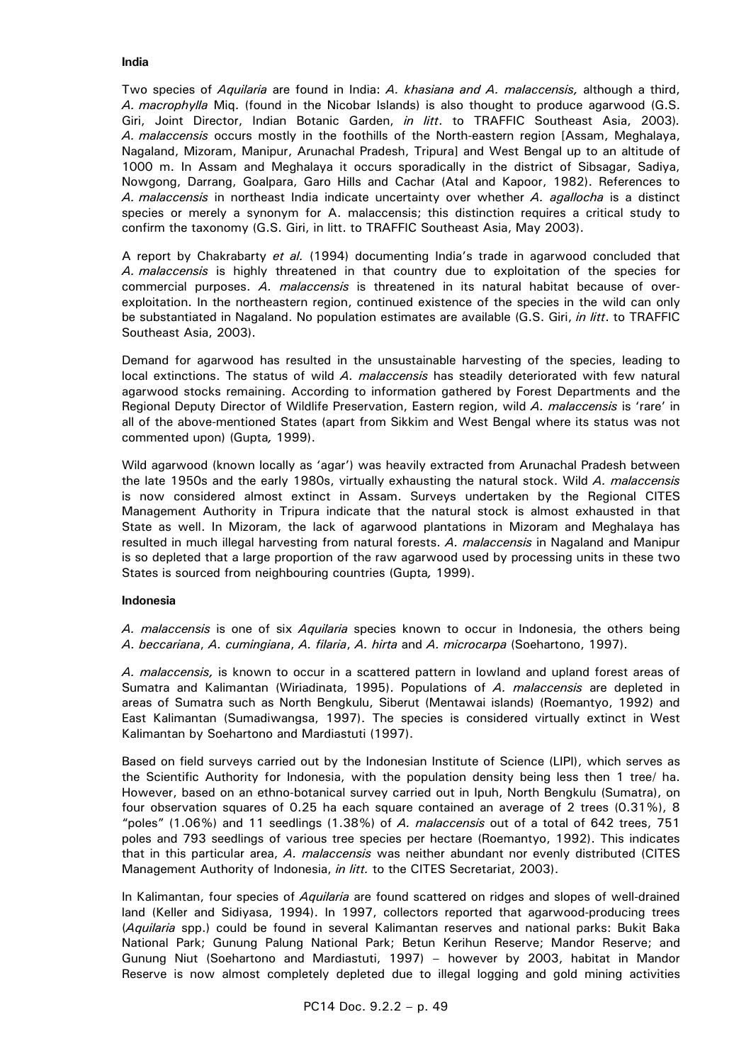**India**

Two species of *Aquilaria* are found in India: *A. khasiana and A. malaccensis,* although a third, *A. macrophylla* Miq. (found in the Nicobar Islands) is also thought to produce agarwood (G.S. Giri, Joint Director, Indian Botanic Garden, *in litt*. to TRAFFIC Southeast Asia, 2003). *A. malaccensis* occurs mostly in the foothills of the North-eastern region [Assam, Meghalaya, Nagaland, Mizoram, Manipur, Arunachal Pradesh, Tripura] and West Bengal up to an altitude of 1000 m. In Assam and Meghalaya it occurs sporadically in the district of Sibsagar, Sadiya, Nowgong, Darrang, Goalpara, Garo Hills and Cachar (Atal and Kapoor, 1982). References to *A. malaccensis* in northeast India indicate uncertainty over whether *A. agallocha* is a distinct species or merely a synonym for A. malaccensis; this distinction requires a critical study to confirm the taxonomy (G.S. Giri, in litt. to TRAFFIC Southeast Asia, May 2003).

A report by Chakrabarty *et al.* (1994) documenting India's trade in agarwood concluded that *A. malaccensis* is highly threatened in that country due to exploitation of the species for commercial purposes. *A. malaccensis* is threatened in its natural habitat because of over-exploitation. In the northeastern region, continued existence of the species in the wild can only be substantiated in Nagaland. No population estimates are available (G.S. Giri, *in litt*. to TRAFFIC Southeast Asia, 2003).

Demand for agarwood has resulted in the unsustainable harvesting of the species, leading to local extinctions. The status of wild *A. malaccensis* has steadily deteriorated with few natural agarwood stocks remaining. According to information gathered by Forest Departments and the Regional Deputy Director of Wildlife Preservation, Eastern region, wild *A. malaccensis* is 'rare' in all of the above-mentioned States (apart from Sikkim and West Bengal where its status was not commented upon) (Gupta*,* 1999).

Wild agarwood (known locally as 'agar') was heavily extracted from Arunachal Pradesh between the late 1950s and the early 1980s, virtually exhausting the natural stock. Wild *A. malaccensis* is now considered almost extinct in Assam. Surveys undertaken by the Regional CITES Management Authority in Tripura indicate that the natural stock is almost exhausted in that State as well. In Mizoram, the lack of agarwood plantations in Mizoram and Meghalaya has resulted in much illegal harvesting from natural forests. *A. malaccensis* in Nagaland and Manipur is so depleted that a large proportion of the raw agarwood used by processing units in these two States is sourced from neighbouring countries (Gupta*,* 1999).

**Indonesia**

*A. malaccensis* is one of six *Aquilaria* species known to occur in Indonesia, the others being *A. beccariana*, *A. cumingiana*, *A. filaria*, *A. hirta* and *A. microcarpa* (Soehartono, 1997).

*A. malaccensis,* is known to occur in a scattered pattern in lowland and upland forest areas of Sumatra and Kalimantan (Wiriadinata, 1995). Populations of *A. malaccensis* are depleted in areas of Sumatra such as North Bengkulu, Siberut (Mentawai islands) (Roemantyo, 1992) and East Kalimantan (Sumadiwangsa, 1997). The species is considered virtually extinct in West Kalimantan by Soehartono and Mardiastuti (1997).

Based on field surveys carried out by the Indonesian Institute of Science (LIPI), which serves as the Scientific Authority for Indonesia, with the population density being less then 1 tree/ ha. However, based on an ethno-botanical survey carried out in Ipuh, North Bengkulu (Sumatra), on four observation squares of 0.25 ha each square contained an average of 2 trees (0.31%), 8 "poles" (1.06%) and 11 seedlings (1.38%) of *A. malaccensis* out of a total of 642 trees, 751 poles and 793 seedlings of various tree species per hectare (Roemantyo, 1992). This indicates that in this particular area, *A. malaccensis* was neither abundant nor evenly distributed (CITES Management Authority of Indonesia, *in litt.* to the CITES Secretariat, 2003).

In Kalimantan, four species of *Aquilaria* are found scattered on ridges and slopes of well-drained land (Keller and Sidiyasa, 1994). In 1997, collectors reported that agarwood-producing trees (*Aquilaria* spp.) could be found in several Kalimantan reserves and national parks: Bukit Baka National Park; Gunung Palung National Park; Betun Kerihun Reserve; Mandor Reserve; and Gunung Niut (Soehartono and Mardiastuti, 1997) – however by 2003, habitat in Mandor Reserve is now almost completely depleted due to illegal logging and gold mining activities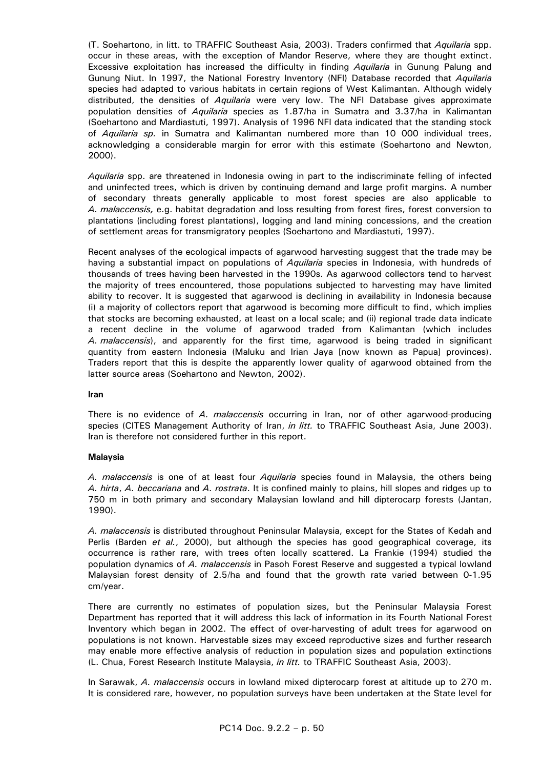(T. Soehartono, in litt. to TRAFFIC Southeast Asia, 2003). Traders confirmed that *Aquilaria* spp. occur in these areas, with the exception of Mandor Reserve, where they are thought extinct. Excessive exploitation has increased the difficulty in finding *Aquilaria* in Gunung Palung and Gunung Niut. In 1997, the National Forestry Inventory (NFI) Database recorded that *Aquilaria* species had adapted to various habitats in certain regions of West Kalimantan. Although widely distributed, the densities of *Aquilaria* were very low. The NFI Database gives approximate population densities of *Aquilaria* species as 1.87/ha in Sumatra and 3.37/ha in Kalimantan (Soehartono and Mardiastuti, 1997). Analysis of 1996 NFI data indicated that the standing stock of *Aquilaria sp.* in Sumatra and Kalimantan numbered more than 10 000 individual trees, acknowledging a considerable margin for error with this estimate (Soehartono and Newton, 2000).

*Aquilaria* spp. are threatened in Indonesia owing in part to the indiscriminate felling of infected and uninfected trees, which is driven by continuing demand and large profit margins. A number of secondary threats generally applicable to most forest species are also applicable to *A. malaccensis,* e.g. habitat degradation and loss resulting from forest fires, forest conversion to plantations (including forest plantations), logging and land mining concessions, and the creation of settlement areas for transmigratory peoples (Soehartono and Mardiastuti, 1997).

Recent analyses of the ecological impacts of agarwood harvesting suggest that the trade may be having a substantial impact on populations of *Aquilaria* species in Indonesia, with hundreds of thousands of trees having been harvested in the 1990s. As agarwood collectors tend to harvest the majority of trees encountered, those populations subjected to harvesting may have limited ability to recover. It is suggested that agarwood is declining in availability in Indonesia because (i) a majority of collectors report that agarwood is becoming more difficult to find, which implies that stocks are becoming exhausted, at least on a local scale; and (ii) regional trade data indicate a recent decline in the volume of agarwood traded from Kalimantan (which includes *A. malaccensis*), and apparently for the first time, agarwood is being traded in significant quantity from eastern Indonesia (Maluku and Irian Jaya [now known as Papua] provinces). Traders report that this is despite the apparently lower quality of agarwood obtained from the latter source areas (Soehartono and Newton, 2002).

**Iran**

There is no evidence of *A. malaccensis* occurring in Iran, nor of other agarwood-producing species (CITES Management Authority of Iran, *in litt.* to TRAFFIC Southeast Asia, June 2003). Iran is therefore not considered further in this report.

**Malaysia**

*A. malaccensis* is one of at least four *Aquilaria* species found in Malaysia, the others being *A. hirta*, *A. beccariana* and *A. rostrata*. It is confined mainly to plains, hill slopes and ridges up to 750 m in both primary and secondary Malaysian lowland and hill dipterocarp forests (Jantan, 1990).

*A. malaccensis* is distributed throughout Peninsular Malaysia, except for the States of Kedah and Perlis (Barden *et al.*, 2000), but although the species has good geographical coverage, its occurrence is rather rare, with trees often locally scattered. La Frankie (1994) studied the population dynamics of *A. malaccensis* in Pasoh Forest Reserve and suggested a typical lowland Malaysian forest density of 2.5/ha and found that the growth rate varied between 0-1.95 cm/year.

There are currently no estimates of population sizes, but the Peninsular Malaysia Forest Department has reported that it will address this lack of information in its Fourth National Forest Inventory which began in 2002. The effect of over-harvesting of adult trees for agarwood on populations is not known. Harvestable sizes may exceed reproductive sizes and further research may enable more effective analysis of reduction in population sizes and population extinctions (L. Chua, Forest Research Institute Malaysia, *in litt.* to TRAFFIC Southeast Asia, 2003).

In Sarawak, *A. malaccensis* occurs in lowland mixed dipterocarp forest at altitude up to 270 m. It is considered rare, however, no population surveys have been undertaken at the State level for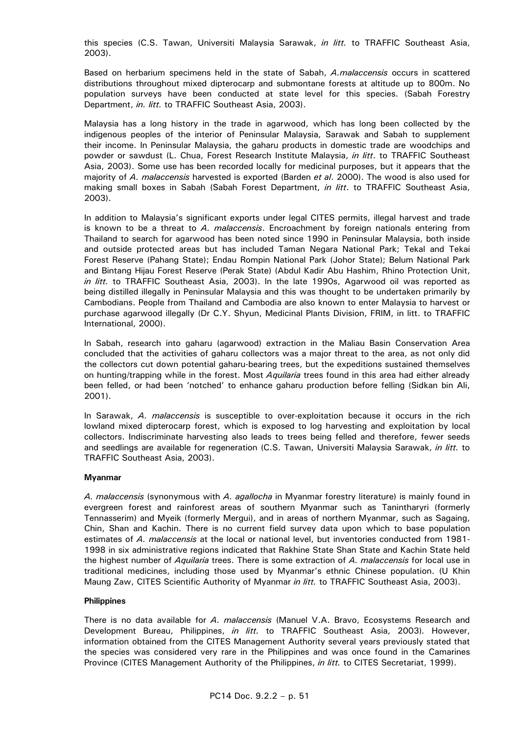this species (C.S. Tawan, Universiti Malaysia Sarawak, *in litt.* to TRAFFIC Southeast Asia, 2003).

Based on herbarium specimens held in the state of Sabah, *A.malaccensis* occurs in scattered distributions throughout mixed dipterocarp and submontane forests at altitude up to 800m. No population surveys have been conducted at state level for this species. (Sabah Forestry Department, *in. litt.* to TRAFFIC Southeast Asia, 2003).

Malaysia has a long history in the trade in agarwood, which has long been collected by the indigenous peoples of the interior of Peninsular Malaysia, Sarawak and Sabah to supplement their income. In Peninsular Malaysia, the gaharu products in domestic trade are woodchips and powder or sawdust (L. Chua, Forest Research Institute Malaysia, *in litt*. to TRAFFIC Southeast Asia, 2003). Some use has been recorded locally for medicinal purposes, but it appears that the majority of *A. malaccensis* harvested is exported (Barden *et al*. 2000). The wood is also used for making small boxes in Sabah (Sabah Forest Department, *in litt*. to TRAFFIC Southeast Asia, 2003).

In addition to Malaysia's significant exports under legal CITES permits, illegal harvest and trade is known to be a threat to *A. malaccensis*. Encroachment by foreign nationals entering from Thailand to search for agarwood has been noted since 1990 in Peninsular Malaysia, both inside and outside protected areas but has included Taman Negara National Park; Tekal and Tekai Forest Reserve (Pahang State); Endau Rompin National Park (Johor State); Belum National Park and Bintang Hijau Forest Reserve (Perak State) (Abdul Kadir Abu Hashim, Rhino Protection Unit, *in litt.* to TRAFFIC Southeast Asia, 2003). In the late 1990s, Agarwood oil was reported as being distilled illegally in Peninsular Malaysia and this was thought to be undertaken primarily by Cambodians. People from Thailand and Cambodia are also known to enter Malaysia to harvest or purchase agarwood illegally (Dr C.Y. Shyun, Medicinal Plants Division, FRIM, in litt. to TRAFFIC International, 2000).

In Sabah, research into gaharu (agarwood) extraction in the Maliau Basin Conservation Area concluded that the activities of gaharu collectors was a major threat to the area, as not only did the collectors cut down potential gaharu-bearing trees, but the expeditions sustained themselves on hunting/trapping while in the forest. Most *Aquilaria* trees found in this area had either already been felled, or had been 'notched' to enhance gaharu production before felling (Sidkan bin Ali, 2001).

In Sarawak, *A. malaccensis* is susceptible to over-exploitation because it occurs in the rich lowland mixed dipterocarp forest, which is exposed to log harvesting and exploitation by local collectors. Indiscriminate harvesting also leads to trees being felled and therefore, fewer seeds and seedlings are available for regeneration (C.S. Tawan, Universiti Malaysia Sarawak, *in litt.* to TRAFFIC Southeast Asia, 2003).

**Myanmar**

*A. malaccensis* (synonymous with *A. agallocha* in Myanmar forestry literature) is mainly found in evergreen forest and rainforest areas of southern Myanmar such as Tanintharyri (formerly Tennasserim) and Myeik (formerly Mergui), and in areas of northern Myanmar, such as Sagaing, Chin, Shan and Kachin. There is no current field survey data upon which to base population estimates of *A. malaccensis* at the local or national level, but inventories conducted from 1981-1998 in six administrative regions indicated that Rakhine State Shan State and Kachin State held the highest number of *Aquilaria* trees. There is some extraction of *A. malaccensis* for local use in traditional medicines, including those used by Myanmar's ethnic Chinese population. (U Khin Maung Zaw, CITES Scientific Authority of Myanmar *in litt.* to TRAFFIC Southeast Asia, 2003).

**Philippines**

There is no data available for *A. malaccensis* (Manuel V.A. Bravo, Ecosystems Research and Development Bureau, Philippines, *in litt.* to TRAFFIC Southeast Asia, 2003). However, information obtained from the CITES Management Authority several years previously stated that the species was considered very rare in the Philippines and was once found in the Camarines Province (CITES Management Authority of the Philippines, *in litt.* to CITES Secretariat, 1999).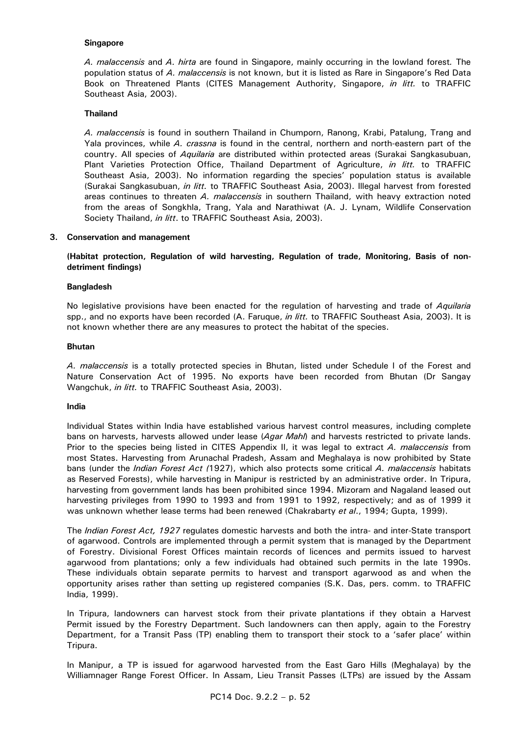**Singapore**

*A. malaccensis* and *A. hirta* are found in Singapore, mainly occurring in the lowland forest*.* The population status of *A. malaccensis* is not known, but it is listed as Rare in Singapore's Red Data Book on Threatened Plants (CITES Management Authority, Singapore, *in litt.* to TRAFFIC Southeast Asia, 2003).

**Thailand**

*A. malaccensis* is found in southern Thailand in Chumporn, Ranong, Krabi, Patalung, Trang and Yala provinces, while *A. crassna* is found in the central, northern and north-eastern part of the country. All species of *Aquilaria* are distributed within protected areas (Surakai Sangkasubuan, Plant Varieties Protection Office, Thailand Department of Agriculture, *in litt.* to TRAFFIC Southeast Asia, 2003). No information regarding the species' population status is available (Surakai Sangkasubuan, *in litt.* to TRAFFIC Southeast Asia, 2003). Illegal harvest from forested areas continues to threaten *A. malaccensis* in southern Thailand, with heavy extraction noted from the areas of Songkhla, Trang, Yala and Narathiwat (A. J. Lynam, Wildlife Conservation Society Thailand, *in litt*. to TRAFFIC Southeast Asia, 2003).

## 3. Conservation and management

**(Habitat protection, Regulation of wild harvesting, Regulation of trade, Monitoring, Basis of non-detriment findings)**

**Bangladesh**

No legislative provisions have been enacted for the regulation of harvesting and trade of *Aquilaria* spp., and no exports have been recorded (A. Faruque, *in litt.* to TRAFFIC Southeast Asia, 2003). It is not known whether there are any measures to protect the habitat of the species.

**Bhutan**

*A. malaccensis* is a totally protected species in Bhutan, listed under Schedule I of the Forest and Nature Conservation Act of 1995. No exports have been recorded from Bhutan (Dr Sangay Wangchuk, *in litt.* to TRAFFIC Southeast Asia, 2003).

**India**

Individual States within India have established various harvest control measures, including complete bans on harvests, harvests allowed under lease (*Agar Mahl*) and harvests restricted to private lands. Prior to the species being listed in CITES Appendix II, it was legal to extract *A. malaccensis* from most States. Harvesting from Arunachal Pradesh, Assam and Meghalaya is now prohibited by State bans (under the *Indian Forest Act (*1927), which also protects some critical *A. malaccensis* habitats as Reserved Forests), while harvesting in Manipur is restricted by an administrative order. In Tripura, harvesting from government lands has been prohibited since 1994. Mizoram and Nagaland leased out harvesting privileges from 1990 to 1993 and from 1991 to 1992, respectively; and as of 1999 it was unknown whether lease terms had been renewed (Chakrabarty *et al*., 1994; Gupta, 1999).

The *Indian Forest Act, 1927* regulates domestic harvests and both the intra- and inter-State transport of agarwood. Controls are implemented through a permit system that is managed by the Department of Forestry. Divisional Forest Offices maintain records of licences and permits issued to harvest agarwood from plantations; only a few individuals had obtained such permits in the late 1990s. These individuals obtain separate permits to harvest and transport agarwood as and when the opportunity arises rather than setting up registered companies (S.K. Das, pers. comm. to TRAFFIC India, 1999).

In Tripura, landowners can harvest stock from their private plantations if they obtain a Harvest Permit issued by the Forestry Department. Such landowners can then apply, again to the Forestry Department, for a Transit Pass (TP) enabling them to transport their stock to a 'safer place' within Tripura.

In Manipur, a TP is issued for agarwood harvested from the East Garo Hills (Meghalaya) by the Williamnager Range Forest Officer. In Assam, Lieu Transit Passes (LTPs) are issued by the Assam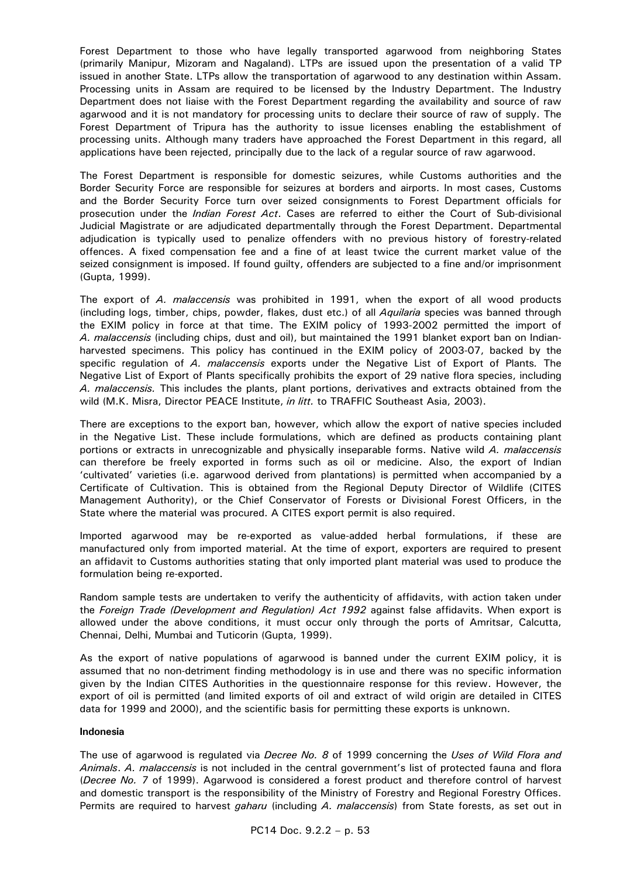Forest Department to those who have legally transported agarwood from neighboring States (primarily Manipur, Mizoram and Nagaland). LTPs are issued upon the presentation of a valid TP issued in another State. LTPs allow the transportation of agarwood to any destination within Assam. Processing units in Assam are required to be licensed by the Industry Department. The Industry Department does not liaise with the Forest Department regarding the availability and source of raw agarwood and it is not mandatory for processing units to declare their source of raw of supply. The Forest Department of Tripura has the authority to issue licenses enabling the establishment of processing units. Although many traders have approached the Forest Department in this regard, all applications have been rejected, principally due to the lack of a regular source of raw agarwood.

The Forest Department is responsible for domestic seizures, while Customs authorities and the Border Security Force are responsible for seizures at borders and airports. In most cases, Customs and the Border Security Force turn over seized consignments to Forest Department officials for prosecution under the *Indian Forest Act*. Cases are referred to either the Court of Sub-divisional Judicial Magistrate or are adjudicated departmentally through the Forest Department. Departmental adjudication is typically used to penalize offenders with no previous history of forestry-related offences. A fixed compensation fee and a fine of at least twice the current market value of the seized consignment is imposed. If found guilty, offenders are subjected to a fine and/or imprisonment (Gupta, 1999).

The export of *A. malaccensis* was prohibited in 1991, when the export of all wood products (including logs, timber, chips, powder, flakes, dust etc.) of all *Aquilaria* species was banned through the EXIM policy in force at that time. The EXIM policy of 1993-2002 permitted the import of *A. malaccensis* (including chips, dust and oil), but maintained the 1991 blanket export ban on Indian-harvested specimens. This policy has continued in the EXIM policy of 2003-07, backed by the specific regulation of *A. malaccensis* exports under the Negative List of Export of Plants. The Negative List of Export of Plants specifically prohibits the export of 29 native flora species, including *A. malaccensis.* This includes the plants, plant portions, derivatives and extracts obtained from the wild (M.K. Misra, Director PEACE Institute, *in litt.* to TRAFFIC Southeast Asia, 2003).

There are exceptions to the export ban, however, which allow the export of native species included in the Negative List. These include formulations, which are defined as products containing plant portions or extracts in unrecognizable and physically inseparable forms. Native wild *A. malaccensis* can therefore be freely exported in forms such as oil or medicine. Also, the export of Indian 'cultivated' varieties (i.e. agarwood derived from plantations) is permitted when accompanied by a Certificate of Cultivation. This is obtained from the Regional Deputy Director of Wildlife (CITES Management Authority), or the Chief Conservator of Forests or Divisional Forest Officers, in the State where the material was procured. A CITES export permit is also required.

Imported agarwood may be re-exported as value-added herbal formulations, if these are manufactured only from imported material. At the time of export, exporters are required to present an affidavit to Customs authorities stating that only imported plant material was used to produce the formulation being re-exported.

Random sample tests are undertaken to verify the authenticity of affidavits, with action taken under the *Foreign Trade (Development and Regulation) Act 1992* against false affidavits. When export is allowed under the above conditions, it must occur only through the ports of Amritsar, Calcutta, Chennai, Delhi, Mumbai and Tuticorin (Gupta, 1999).

As the export of native populations of agarwood is banned under the current EXIM policy, it is assumed that no non-detriment finding methodology is in use and there was no specific information given by the Indian CITES Authorities in the questionnaire response for this review. However, the export of oil is permitted (and limited exports of oil and extract of wild origin are detailed in CITES data for 1999 and 2000), and the scientific basis for permitting these exports is unknown.

**Indonesia**

The use of agarwood is regulated via *Decree No. 8* of 1999 concerning the *Uses of Wild Flora and Animals*. *A. malaccensis* is not included in the central government's list of protected fauna and flora (*Decree No. 7* of 1999). Agarwood is considered a forest product and therefore control of harvest and domestic transport is the responsibility of the Ministry of Forestry and Regional Forestry Offices. Permits are required to harvest *gaharu* (including *A. malaccensis*) from State forests, as set out in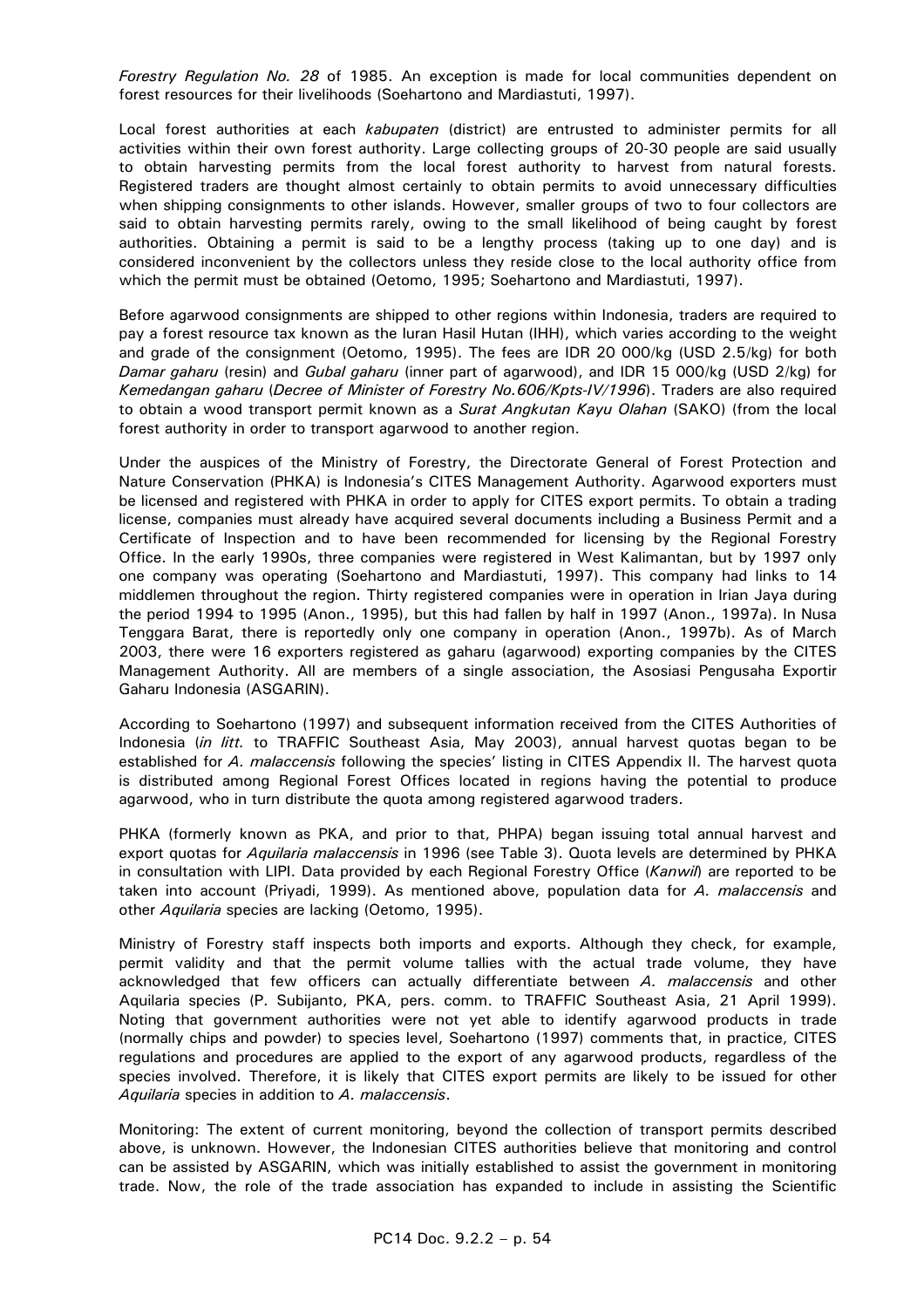*Forestry Regulation No. 28* of 1985. An exception is made for local communities dependent on forest resources for their livelihoods (Soehartono and Mardiastuti, 1997).

Local forest authorities at each *kabupaten* (district) are entrusted to administer permits for all activities within their own forest authority. Large collecting groups of 20-30 people are said usually to obtain harvesting permits from the local forest authority to harvest from natural forests. Registered traders are thought almost certainly to obtain permits to avoid unnecessary difficulties when shipping consignments to other islands. However, smaller groups of two to four collectors are said to obtain harvesting permits rarely, owing to the small likelihood of being caught by forest authorities. Obtaining a permit is said to be a lengthy process (taking up to one day) and is considered inconvenient by the collectors unless they reside close to the local authority office from which the permit must be obtained (Oetomo, 1995; Soehartono and Mardiastuti, 1997).

Before agarwood consignments are shipped to other regions within Indonesia, traders are required to pay a forest resource tax known as the Iuran Hasil Hutan (IHH), which varies according to the weight and grade of the consignment (Oetomo, 1995). The fees are IDR 20 000/kg (USD 2.5/kg) for both *Damar gaharu* (resin) and *Gubal gaharu* (inner part of agarwood), and IDR 15 000/kg (USD 2/kg) for *Kemedangan gaharu* (*Decree of Minister of Forestry No.606/Kpts-IV/1996*). Traders are also required to obtain a wood transport permit known as a *Surat Angkutan Kayu Olahan* (SAKO) (from the local forest authority in order to transport agarwood to another region.

Under the auspices of the Ministry of Forestry, the Directorate General of Forest Protection and Nature Conservation (PHKA) is Indonesia's CITES Management Authority. Agarwood exporters must be licensed and registered with PHKA in order to apply for CITES export permits. To obtain a trading license, companies must already have acquired several documents including a Business Permit and a Certificate of Inspection and to have been recommended for licensing by the Regional Forestry Office. In the early 1990s, three companies were registered in West Kalimantan, but by 1997 only one company was operating (Soehartono and Mardiastuti, 1997). This company had links to 14 middlemen throughout the region. Thirty registered companies were in operation in Irian Jaya during the period 1994 to 1995 (Anon., 1995), but this had fallen by half in 1997 (Anon., 1997a). In Nusa Tenggara Barat, there is reportedly only one company in operation (Anon., 1997b). As of March 2003, there were 16 exporters registered as gaharu (agarwood) exporting companies by the CITES Management Authority. All are members of a single association, the Asosiasi Pengusaha Exportir Gaharu Indonesia (ASGARIN).

According to Soehartono (1997) and subsequent information received from the CITES Authorities of Indonesia (*in litt.* to TRAFFIC Southeast Asia, May 2003), annual harvest quotas began to be established for *A. malaccensis* following the species' listing in CITES Appendix II. The harvest quota is distributed among Regional Forest Offices located in regions having the potential to produce agarwood, who in turn distribute the quota among registered agarwood traders.

PHKA (formerly known as PKA, and prior to that, PHPA) began issuing total annual harvest and export quotas for *Aquilaria malaccensis* in 1996 (see Table 3). Quota levels are determined by PHKA in consultation with LIPI. Data provided by each Regional Forestry Office (*Kanwil*) are reported to be taken into account (Priyadi, 1999). As mentioned above, population data for *A. malaccensis* and other *Aquilaria* species are lacking (Oetomo, 1995).

Ministry of Forestry staff inspects both imports and exports. Although they check, for example, permit validity and that the permit volume tallies with the actual trade volume, they have acknowledged that few officers can actually differentiate between *A. malaccensis* and other Aquilaria species (P. Subijanto, PKA, pers. comm. to TRAFFIC Southeast Asia, 21 April 1999). Noting that government authorities were not yet able to identify agarwood products in trade (normally chips and powder) to species level, Soehartono (1997) comments that, in practice, CITES regulations and procedures are applied to the export of any agarwood products, regardless of the species involved. Therefore, it is likely that CITES export permits are likely to be issued for other *Aquilaria* species in addition to *A. malaccensis*.

Monitoring: The extent of current monitoring, beyond the collection of transport permits described above, is unknown. However, the Indonesian CITES authorities believe that monitoring and control can be assisted by ASGARIN, which was initially established to assist the government in monitoring trade. Now, the role of the trade association has expanded to include in assisting the Scientific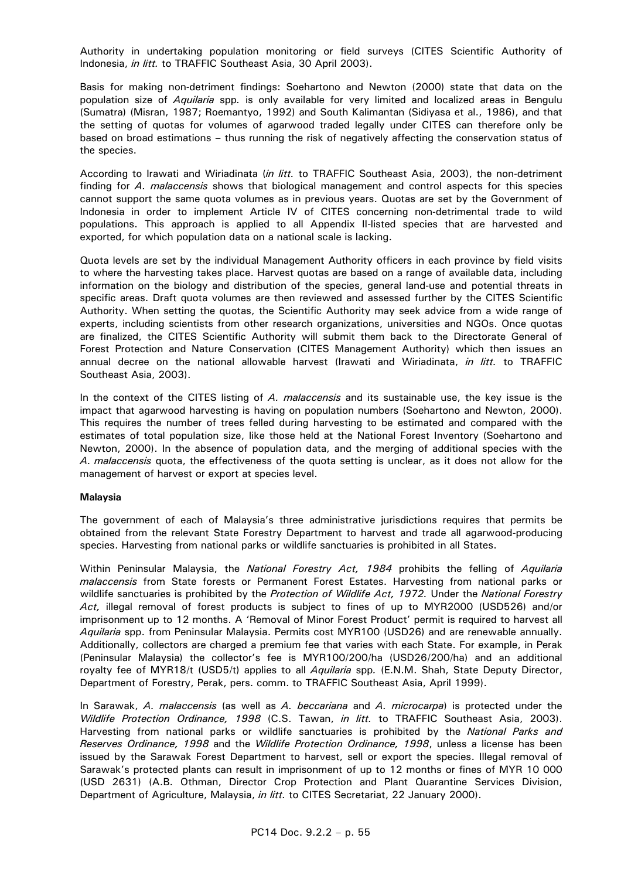Authority in undertaking population monitoring or field surveys (CITES Scientific Authority of Indonesia, *in litt.* to TRAFFIC Southeast Asia, 30 April 2003).

Basis for making non-detriment findings: Soehartono and Newton (2000) state that data on the population size of *Aquilaria* spp. is only available for very limited and localized areas in Bengulu (Sumatra) (Misran, 1987; Roemantyo, 1992) and South Kalimantan (Sidiyasa et al., 1986), and that the setting of quotas for volumes of agarwood traded legally under CITES can therefore only be based on broad estimations – thus running the risk of negatively affecting the conservation status of the species.

According to Irawati and Wiriadinata (*in litt.* to TRAFFIC Southeast Asia, 2003), the non-detriment finding for *A. malaccensis* shows that biological management and control aspects for this species cannot support the same quota volumes as in previous years. Quotas are set by the Government of Indonesia in order to implement Article IV of CITES concerning non-detrimental trade to wild populations. This approach is applied to all Appendix II-listed species that are harvested and exported, for which population data on a national scale is lacking.

Quota levels are set by the individual Management Authority officers in each province by field visits to where the harvesting takes place. Harvest quotas are based on a range of available data, including information on the biology and distribution of the species, general land-use and potential threats in specific areas. Draft quota volumes are then reviewed and assessed further by the CITES Scientific Authority. When setting the quotas, the Scientific Authority may seek advice from a wide range of experts, including scientists from other research organizations, universities and NGOs. Once quotas are finalized, the CITES Scientific Authority will submit them back to the Directorate General of Forest Protection and Nature Conservation (CITES Management Authority) which then issues an annual decree on the national allowable harvest (Irawati and Wiriadinata, *in litt.* to TRAFFIC Southeast Asia, 2003).

In the context of the CITES listing of *A. malaccensis* and its sustainable use, the key issue is the impact that agarwood harvesting is having on population numbers (Soehartono and Newton, 2000). This requires the number of trees felled during harvesting to be estimated and compared with the estimates of total population size, like those held at the National Forest Inventory (Soehartono and Newton, 2000). In the absence of population data, and the merging of additional species with the *A. malaccensis* quota, the effectiveness of the quota setting is unclear, as it does not allow for the management of harvest or export at species level.

**Malaysia**

The government of each of Malaysia's three administrative jurisdictions requires that permits be obtained from the relevant State Forestry Department to harvest and trade all agarwood-producing species. Harvesting from national parks or wildlife sanctuaries is prohibited in all States.

Within Peninsular Malaysia, the *National Forestry Act, 1984* prohibits the felling of *Aquilaria malaccensis* from State forests or Permanent Forest Estates. Harvesting from national parks or wildlife sanctuaries is prohibited by the *Protection of Wildlife Act, 1972*. Under the *National Forestry Act,* illegal removal of forest products is subject to fines of up to MYR2000 (USD526) and/or imprisonment up to 12 months. A 'Removal of Minor Forest Product' permit is required to harvest all *Aquilaria* spp. from Peninsular Malaysia. Permits cost MYR100 (USD26) and are renewable annually. Additionally, collectors are charged a premium fee that varies with each State. For example, in Perak (Peninsular Malaysia) the collector's fee is MYR100/200/ha (USD26/200/ha) and an additional royalty fee of MYR18/t (USD5/t) applies to all *Aquilaria* spp. (E.N.M. Shah, State Deputy Director, Department of Forestry, Perak, pers. comm. to TRAFFIC Southeast Asia, April 1999).

In Sarawak, *A. malaccensis* (as well as *A. beccariana* and *A. microcarpa*) is protected under the *Wildlife Protection Ordinance, 1998* (C.S. Tawan, *in litt.* to TRAFFIC Southeast Asia, 2003). Harvesting from national parks or wildlife sanctuaries is prohibited by the *National Parks and Reserves Ordinance, 1998* and the *Wildlife Protection Ordinance, 1998*, unless a license has been issued by the Sarawak Forest Department to harvest, sell or export the species. Illegal removal of Sarawak's protected plants can result in imprisonment of up to 12 months or fines of MYR 10 000 (USD 2631) (A.B. Othman, Director Crop Protection and Plant Quarantine Services Division, Department of Agriculture, Malaysia, *in litt.* to CITES Secretariat, 22 January 2000).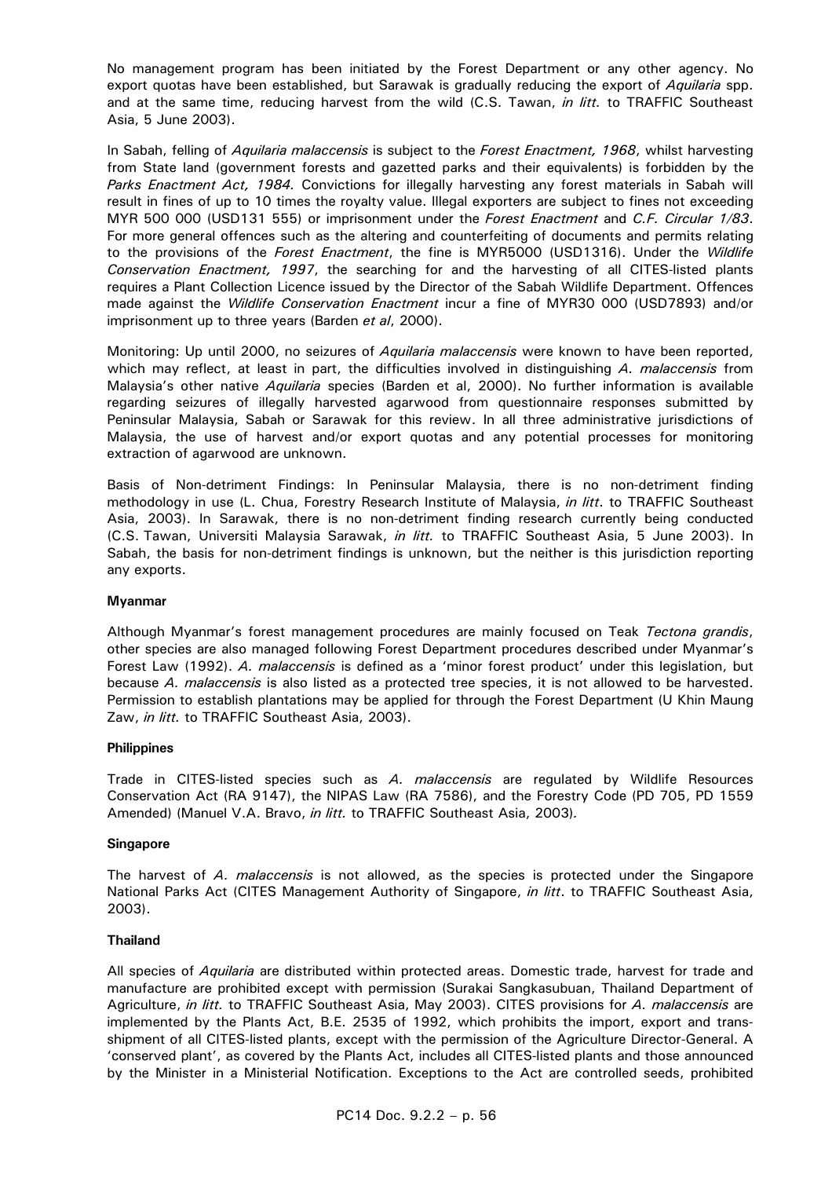No management program has been initiated by the Forest Department or any other agency. No export quotas have been established, but Sarawak is gradually reducing the export of *Aquilaria* spp. and at the same time, reducing harvest from the wild (C.S. Tawan, *in litt.* to TRAFFIC Southeast Asia, 5 June 2003).

In Sabah, felling of *Aquilaria malaccensis* is subject to the *Forest Enactment, 1968*, whilst harvesting from State land (government forests and gazetted parks and their equivalents) is forbidden by the *Parks Enactment Act, 1984.* Convictions for illegally harvesting any forest materials in Sabah will result in fines of up to 10 times the royalty value. Illegal exporters are subject to fines not exceeding MYR 500 000 (USD131 555) or imprisonment under the *Forest Enactment* and *C.F. Circular 1/83*. For more general offences such as the altering and counterfeiting of documents and permits relating to the provisions of the *Forest Enactment*, the fine is MYR5000 (USD1316). Under the *Wildlife Conservation Enactment, 1997*, the searching for and the harvesting of all CITES-listed plants requires a Plant Collection Licence issued by the Director of the Sabah Wildlife Department. Offences made against the *Wildlife Conservation Enactment* incur a fine of MYR30 000 (USD7893) and/or imprisonment up to three years (Barden *et al*, 2000).

Monitoring: Up until 2000, no seizures of *Aquilaria malaccensis* were known to have been reported, which may reflect, at least in part, the difficulties involved in distinguishing *A. malaccensis* from Malaysia's other native *Aquilaria* species (Barden et al, 2000). No further information is available regarding seizures of illegally harvested agarwood from questionnaire responses submitted by Peninsular Malaysia, Sabah or Sarawak for this review. In all three administrative jurisdictions of Malaysia, the use of harvest and/or export quotas and any potential processes for monitoring extraction of agarwood are unknown.

Basis of Non-detriment Findings: In Peninsular Malaysia, there is no non-detriment finding methodology in use (L. Chua, Forestry Research Institute of Malaysia, *in litt*. to TRAFFIC Southeast Asia, 2003). In Sarawak, there is no non-detriment finding research currently being conducted (C.S. Tawan, Universiti Malaysia Sarawak, *in litt.* to TRAFFIC Southeast Asia, 5 June 2003). In Sabah, the basis for non-detriment findings is unknown, but the neither is this jurisdiction reporting any exports.

**Myanmar**

Although Myanmar's forest management procedures are mainly focused on Teak *Tectona grandis*, other species are also managed following Forest Department procedures described under Myanmar's Forest Law (1992). *A. malaccensis* is defined as a 'minor forest product' under this legislation, but because *A. malaccensis* is also listed as a protected tree species, it is not allowed to be harvested. Permission to establish plantations may be applied for through the Forest Department (U Khin Maung Zaw, *in litt.* to TRAFFIC Southeast Asia, 2003).

**Philippines**

Trade in CITES-listed species such as *A. malaccensis* are regulated by Wildlife Resources Conservation Act (RA 9147), the NIPAS Law (RA 7586), and the Forestry Code (PD 705, PD 1559 Amended) (Manuel V.A. Bravo, *in litt.* to TRAFFIC Southeast Asia, 2003).

**Singapore**

The harvest of *A. malaccensis* is not allowed, as the species is protected under the Singapore National Parks Act (CITES Management Authority of Singapore, *in litt*. to TRAFFIC Southeast Asia, 2003).

**Thailand**

All species of *Aquilaria* are distributed within protected areas. Domestic trade, harvest for trade and manufacture are prohibited except with permission (Surakai Sangkasubuan, Thailand Department of Agriculture, *in litt.* to TRAFFIC Southeast Asia, May 2003). CITES provisions for *A. malaccensis* are implemented by the Plants Act, B.E. 2535 of 1992, which prohibits the import, export and trans-shipment of all CITES-listed plants, except with the permission of the Agriculture Director-General. A 'conserved plant', as covered by the Plants Act, includes all CITES-listed plants and those announced by the Minister in a Ministerial Notification. Exceptions to the Act are controlled seeds, prohibited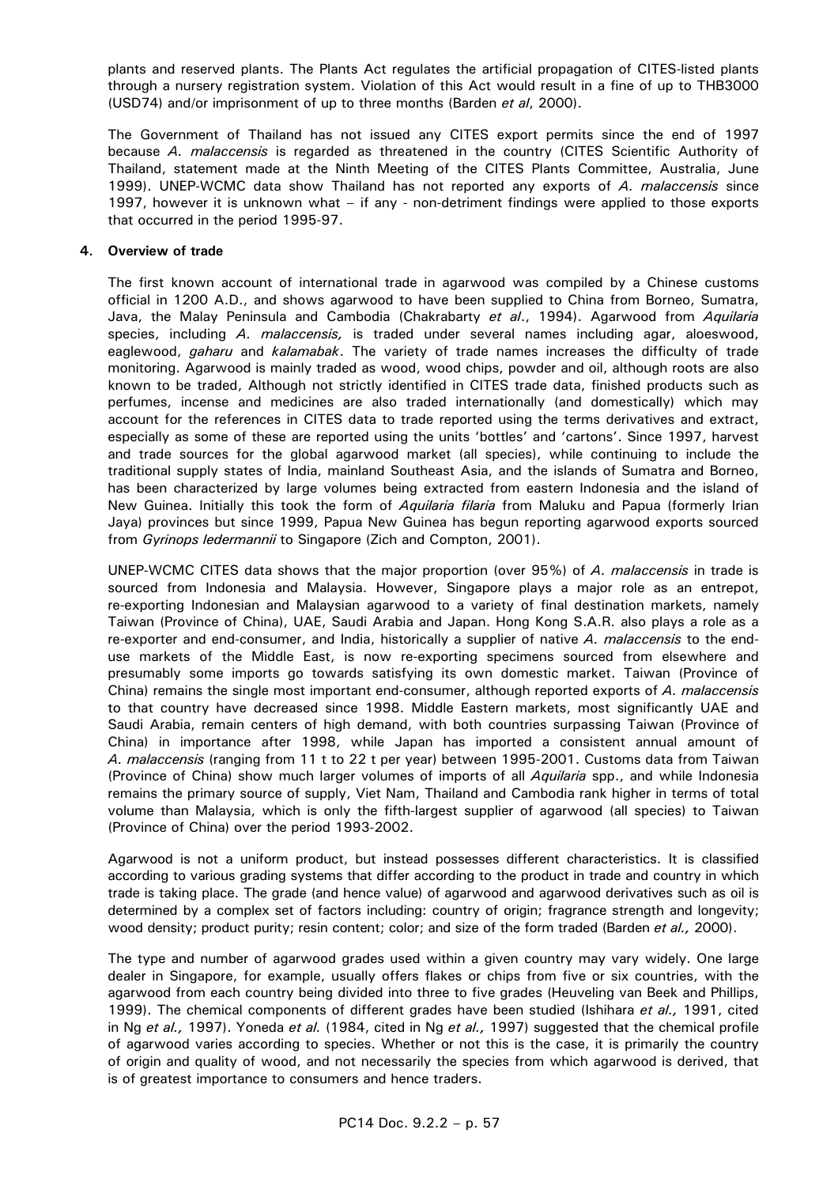plants and reserved plants. The Plants Act regulates the artificial propagation of CITES-listed plants through a nursery registration system. Violation of this Act would result in a fine of up to THB3000 (USD74) and/or imprisonment of up to three months (Barden *et al*, 2000).

The Government of Thailand has not issued any CITES export permits since the end of 1997 because *A. malaccensis* is regarded as threatened in the country (CITES Scientific Authority of Thailand, statement made at the Ninth Meeting of the CITES Plants Committee, Australia, June 1999). UNEP-WCMC data show Thailand has not reported any exports of *A. malaccensis* since 1997, however it is unknown what – if any - non-detriment findings were applied to those exports that occurred in the period 1995-97.

**4. Overview of trade**

The first known account of international trade in agarwood was compiled by a Chinese customs official in 1200 A.D., and shows agarwood to have been supplied to China from Borneo, Sumatra, Java, the Malay Peninsula and Cambodia (Chakrabarty *et al*., 1994). Agarwood from *Aquilaria* species, including *A. malaccensis,* is traded under several names including agar, aloeswood, eaglewood, *gaharu* and *kalamabak*. The variety of trade names increases the difficulty of trade monitoring. Agarwood is mainly traded as wood, wood chips, powder and oil, although roots are also known to be traded, Although not strictly identified in CITES trade data, finished products such as perfumes, incense and medicines are also traded internationally (and domestically) which may account for the references in CITES data to trade reported using the terms derivatives and extract, especially as some of these are reported using the units 'bottles' and 'cartons'. Since 1997, harvest and trade sources for the global agarwood market (all species), while continuing to include the traditional supply states of India, mainland Southeast Asia, and the islands of Sumatra and Borneo, has been characterized by large volumes being extracted from eastern Indonesia and the island of New Guinea. Initially this took the form of *Aquilaria filaria* from Maluku and Papua (formerly Irian Jaya) provinces but since 1999, Papua New Guinea has begun reporting agarwood exports sourced from *Gyrinops ledermannii* to Singapore (Zich and Compton, 2001).

UNEP-WCMC CITES data shows that the major proportion (over 95%) of *A. malaccensis* in trade is sourced from Indonesia and Malaysia. However, Singapore plays a major role as an entrepot, re-exporting Indonesian and Malaysian agarwood to a variety of final destination markets, namely Taiwan (Province of China), UAE, Saudi Arabia and Japan. Hong Kong S.A.R. also plays a role as a re-exporter and end-consumer, and India, historically a supplier of native *A. malaccensis* to the end-use markets of the Middle East, is now re-exporting specimens sourced from elsewhere and presumably some imports go towards satisfying its own domestic market. Taiwan (Province of China) remains the single most important end-consumer, although reported exports of *A. malaccensis* to that country have decreased since 1998. Middle Eastern markets, most significantly UAE and Saudi Arabia, remain centers of high demand, with both countries surpassing Taiwan (Province of China) in importance after 1998, while Japan has imported a consistent annual amount of *A. malaccensis* (ranging from 11 t to 22 t per year) between 1995-2001. Customs data from Taiwan (Province of China) show much larger volumes of imports of all *Aquilaria* spp., and while Indonesia remains the primary source of supply, Viet Nam, Thailand and Cambodia rank higher in terms of total volume than Malaysia, which is only the fifth-largest supplier of agarwood (all species) to Taiwan (Province of China) over the period 1993-2002.

Agarwood is not a uniform product, but instead possesses different characteristics. It is classified according to various grading systems that differ according to the product in trade and country in which trade is taking place. The grade (and hence value) of agarwood and agarwood derivatives such as oil is determined by a complex set of factors including: country of origin; fragrance strength and longevity; wood density; product purity; resin content; color; and size of the form traded (Barden *et al.,* 2000).

The type and number of agarwood grades used within a given country may vary widely. One large dealer in Singapore, for example, usually offers flakes or chips from five or six countries, with the agarwood from each country being divided into three to five grades (Heuveling van Beek and Phillips, 1999). The chemical components of different grades have been studied (Ishihara *et al.,* 1991, cited in Ng *et al.,* 1997). Yoneda *et al.* (1984, cited in Ng *et al.,* 1997) suggested that the chemical profile of agarwood varies according to species. Whether or not this is the case, it is primarily the country of origin and quality of wood, and not necessarily the species from which agarwood is derived, that is of greatest importance to consumers and hence traders.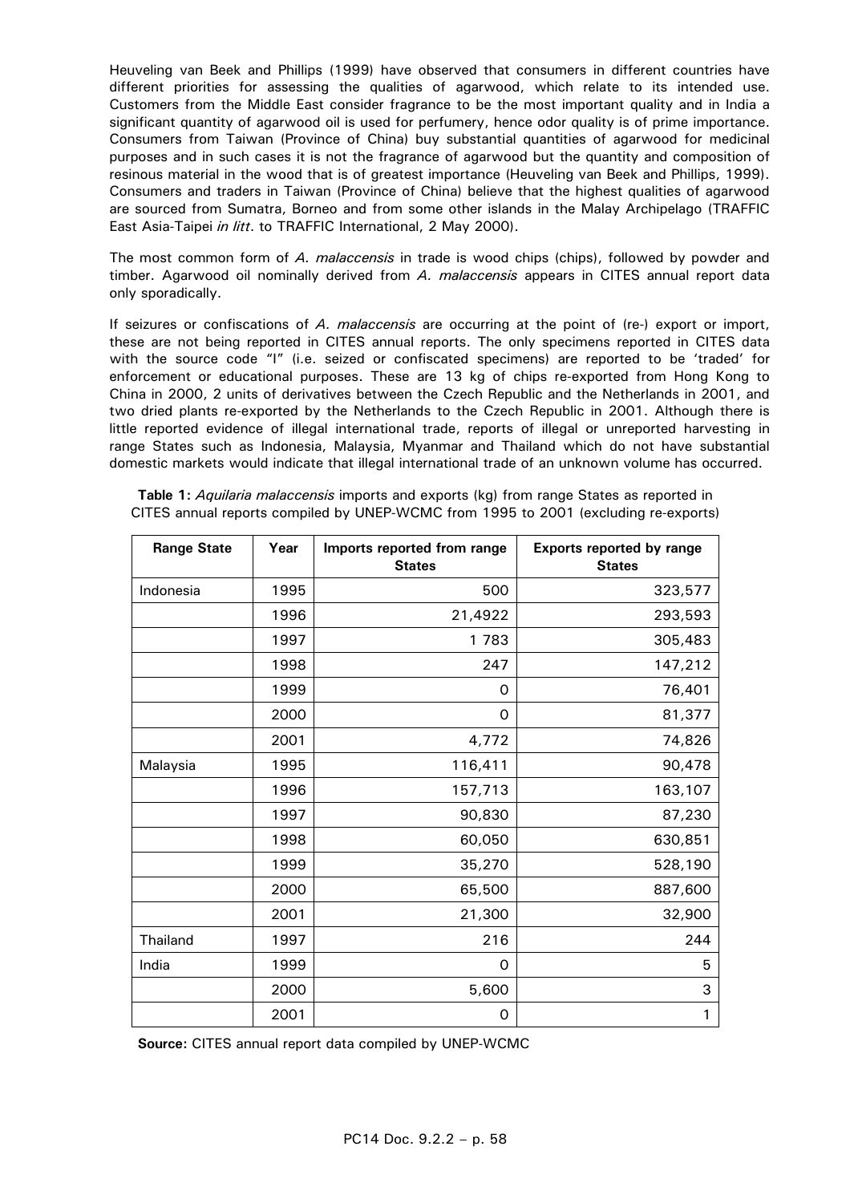Heuveling van Beek and Phillips (1999) have observed that consumers in different countries have different priorities for assessing the qualities of agarwood, which relate to its intended use. Customers from the Middle East consider fragrance to be the most important quality and in India a significant quantity of agarwood oil is used for perfumery, hence odor quality is of prime importance. Consumers from Taiwan (Province of China) buy substantial quantities of agarwood for medicinal purposes and in such cases it is not the fragrance of agarwood but the quantity and composition of resinous material in the wood that is of greatest importance (Heuveling van Beek and Phillips, 1999). Consumers and traders in Taiwan (Province of China) believe that the highest qualities of agarwood are sourced from Sumatra, Borneo and from some other islands in the Malay Archipelago (TRAFFIC East Asia-Taipei *in litt*. to TRAFFIC International, 2 May 2000).

The most common form of *A. malaccensis* in trade is wood chips (chips), followed by powder and timber. Agarwood oil nominally derived from *A. malaccensis* appears in CITES annual report data only sporadically.

If seizures or confiscations of *A. malaccensis* are occurring at the point of (re-) export or import, these are not being reported in CITES annual reports. The only specimens reported in CITES data with the source code "I" (i.e. seized or confiscated specimens) are reported to be 'traded' for enforcement or educational purposes. These are 13 kg of chips re-exported from Hong Kong to China in 2000, 2 units of derivatives between the Czech Republic and the Netherlands in 2001, and two dried plants re-exported by the Netherlands to the Czech Republic in 2001. Although there is little reported evidence of illegal international trade, reports of illegal or unreported harvesting in range States such as Indonesia, Malaysia, Myanmar and Thailand which do not have substantial domestic markets would indicate that illegal international trade of an unknown volume has occurred.

**Table 1:** *Aquilaria malaccensis* imports and exports (kg) from range States as reported in CITES annual reports compiled by UNEP-WCMC from 1995 to 2001 (excluding re-exports)

| Range State | Year | Imports reported from range States | Exports reported by range States |
|---|---|---|---|
| Indonesia | 1995 | 500 | 323,577 |
| | 1996 | 21,4922 | 293,593 |
| | 1997 | 1 783 | 305,483 |
| | 1998 | 247 | 147,212 |
| | 1999 | 0 | 76,401 |
| | 2000 | 0 | 81,377 |
| | 2001 | 4,772 | 74,826 |
| Malaysia | 1995 | 116,411 | 90,478 |
| | 1996 | 157,713 | 163,107 |
| | 1997 | 90,830 | 87,230 |
| | 1998 | 60,050 | 630,851 |
| | 1999 | 35,270 | 528,190 |
| | 2000 | 65,500 | 887,600 |
| | 2001 | 21,300 | 32,900 |
| Thailand | 1997 | 216 | 244 |
| India | 1999 | 0 | 5 |
| | 2000 | 5,600 | 3 |
| | 2001 | 0 | 1 |

**Source:** CITES annual report data compiled by UNEP-WCMC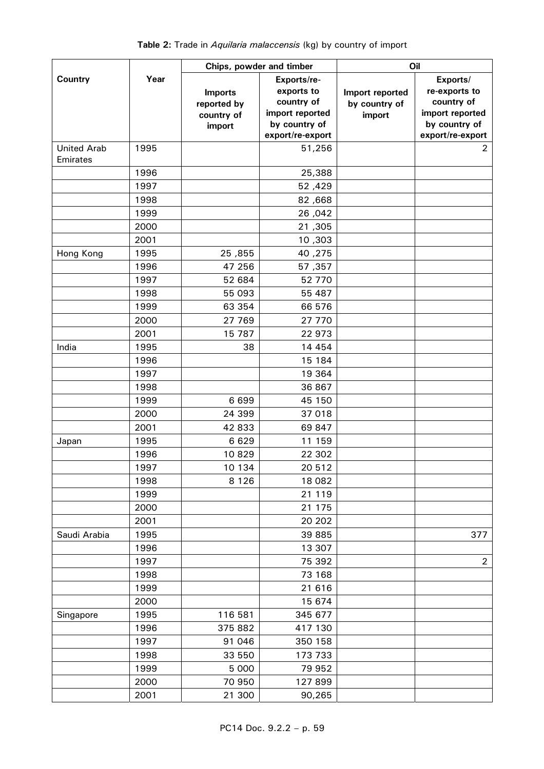**Table 2:** Trade in *Aquilaria malaccensis* (kg) by country of import

| Country | Year | Chips, powder and timber | | Oil | |
|---|---|---|---|---|---|
| | | Imports reported by country of import | Exports/re-exports to country of import reported by country of export/re-export | Import reported by country of import | Exports/ re-exports to country of import reported by country of export/re-export |
| United Arab Emirates | 1995 | | 51,256 | | 2 |
| | 1996 | | 25,388 | | |
| | 1997 | | 52 ,429 | | |
| | 1998 | | 82 ,668 | | |
| | 1999 | | 26 ,042 | | |
| | 2000 | | 21 ,305 | | |
| | 2001 | | 10 ,303 | | |
| Hong Kong | 1995 | 25 ,855 | 40 ,275 | | |
| | 1996 | 47 256 | 57 ,357 | | |
| | 1997 | 52 684 | 52 770 | | |
| | 1998 | 55 093 | 55 487 | | |
| | 1999 | 63 354 | 66 576 | | |
| | 2000 | 27 769 | 27 770 | | |
| | 2001 | 15 787 | 22 973 | | |
| India | 1995 | 38 | 14 454 | | |
| | 1996 | | 15 184 | | |
| | 1997 | | 19 364 | | |
| | 1998 | | 36 867 | | |
| | 1999 | 6 699 | 45 150 | | |
| | 2000 | 24 399 | 37 018 | | |
| | 2001 | 42 833 | 69 847 | | |
| Japan | 1995 | 6 629 | 11 159 | | |
| | 1996 | 10 829 | 22 302 | | |
| | 1997 | 10 134 | 20 512 | | |
| | 1998 | 8 126 | 18 082 | | |
| | 1999 | | 21 119 | | |
| | 2000 | | 21 175 | | |
| | 2001 | | 20 202 | | |
| Saudi Arabia | 1995 | | 39 885 | | 377 |
| | 1996 | | 13 307 | | |
| | 1997 | | 75 392 | | 2 |
| | 1998 | | 73 168 | | |
| | 1999 | | 21 616 | | |
| | 2000 | | 15 674 | | |
| Singapore | 1995 | 116 581 | 345 677 | | |
| | 1996 | 375 882 | 417 130 | | |
| | 1997 | 91 046 | 350 158 | | |
| | 1998 | 33 550 | 173 733 | | |
| | 1999 | 5 000 | 79 952 | | |
| | 2000 | 70 950 | 127 899 | | |
| | 2001 | 21 300 | 90,265 | | |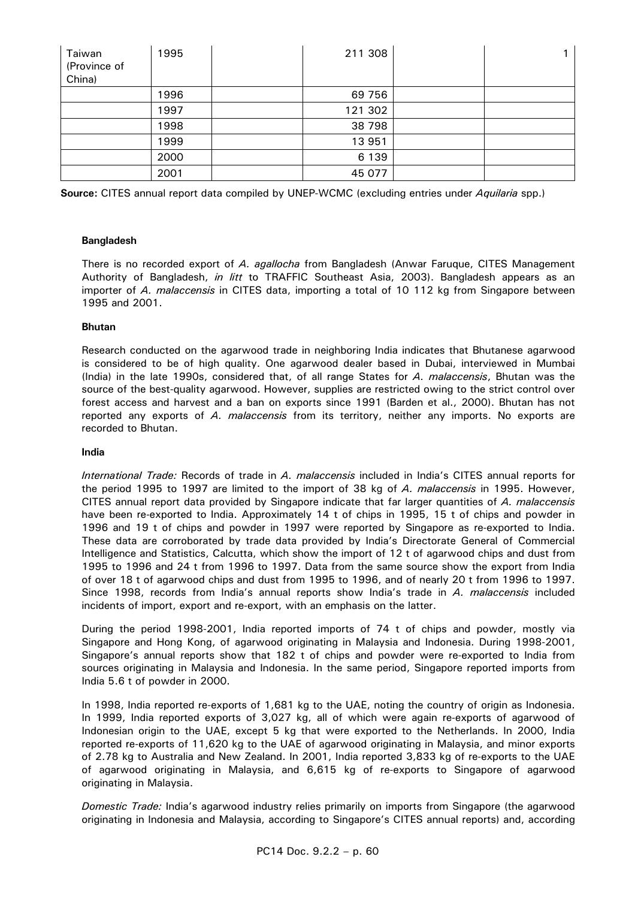| Taiwan (Province of China) | 1995 | | 211 308 | | 1 |
|---|---|---|---|---|---|
| | 1996 | | 69 756 | | |
| | 1997 | | 121 302 | | |
| | 1998 | | 38 798 | | |
| | 1999 | | 13 951 | | |
| | 2000 | | 6 139 | | |
| | 2001 | | 45 077 | | |

**Source:** CITES annual report data compiled by UNEP-WCMC (excluding entries under *Aquilaria* spp.)

**Bangladesh**

There is no recorded export of *A. agallocha* from Bangladesh (Anwar Faruque, CITES Management Authority of Bangladesh, *in litt* to TRAFFIC Southeast Asia, 2003). Bangladesh appears as an importer of *A. malaccensis* in CITES data, importing a total of 10 112 kg from Singapore between 1995 and 2001.

**Bhutan**

Research conducted on the agarwood trade in neighboring India indicates that Bhutanese agarwood is considered to be of high quality. One agarwood dealer based in Dubai, interviewed in Mumbai (India) in the late 1990s, considered that, of all range States for *A. malaccensis*, Bhutan was the source of the best-quality agarwood. However, supplies are restricted owing to the strict control over forest access and harvest and a ban on exports since 1991 (Barden et al., 2000). Bhutan has not reported any exports of *A. malaccensis* from its territory, neither any imports. No exports are recorded to Bhutan.

**India**

*International Trade:* Records of trade in *A. malaccensis* included in India's CITES annual reports for the period 1995 to 1997 are limited to the import of 38 kg of *A. malaccensis* in 1995. However, CITES annual report data provided by Singapore indicate that far larger quantities of *A. malaccensis* have been re-exported to India. Approximately 14 t of chips in 1995, 15 t of chips and powder in 1996 and 19 t of chips and powder in 1997 were reported by Singapore as re-exported to India. These data are corroborated by trade data provided by India's Directorate General of Commercial Intelligence and Statistics, Calcutta, which show the import of 12 t of agarwood chips and dust from 1995 to 1996 and 24 t from 1996 to 1997. Data from the same source show the export from India of over 18 t of agarwood chips and dust from 1995 to 1996, and of nearly 20 t from 1996 to 1997. Since 1998, records from India's annual reports show India's trade in *A. malaccensis* included incidents of import, export and re-export, with an emphasis on the latter.

During the period 1998-2001, India reported imports of 74 t of chips and powder, mostly via Singapore and Hong Kong, of agarwood originating in Malaysia and Indonesia. During 1998-2001, Singapore's annual reports show that 182 t of chips and powder were re-exported to India from sources originating in Malaysia and Indonesia. In the same period, Singapore reported imports from India 5.6 t of powder in 2000.

In 1998, India reported re-exports of 1,681 kg to the UAE, noting the country of origin as Indonesia. In 1999, India reported exports of 3,027 kg, all of which were again re-exports of agarwood of Indonesian origin to the UAE, except 5 kg that were exported to the Netherlands. In 2000, India reported re-exports of 11,620 kg to the UAE of agarwood originating in Malaysia, and minor exports of 2.78 kg to Australia and New Zealand. In 2001, India reported 3,833 kg of re-exports to the UAE of agarwood originating in Malaysia, and 6,615 kg of re-exports to Singapore of agarwood originating in Malaysia.

*Domestic Trade:* India's agarwood industry relies primarily on imports from Singapore (the agarwood originating in Indonesia and Malaysia, according to Singapore's CITES annual reports) and, according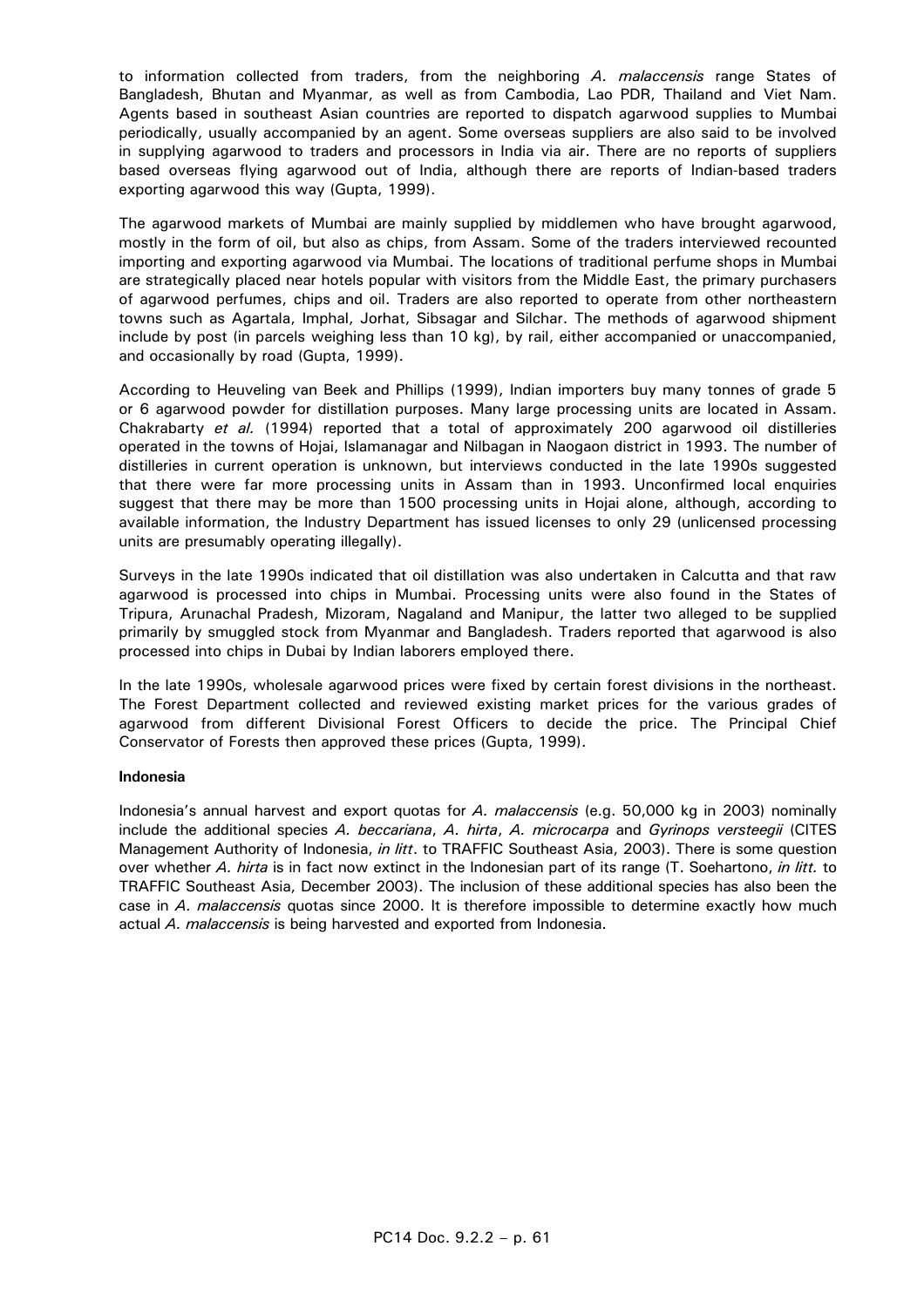to information collected from traders, from the neighboring *A. malaccensis* range States of Bangladesh, Bhutan and Myanmar, as well as from Cambodia, Lao PDR, Thailand and Viet Nam. Agents based in southeast Asian countries are reported to dispatch agarwood supplies to Mumbai periodically, usually accompanied by an agent. Some overseas suppliers are also said to be involved in supplying agarwood to traders and processors in India via air. There are no reports of suppliers based overseas flying agarwood out of India, although there are reports of Indian-based traders exporting agarwood this way (Gupta, 1999).

The agarwood markets of Mumbai are mainly supplied by middlemen who have brought agarwood, mostly in the form of oil, but also as chips, from Assam. Some of the traders interviewed recounted importing and exporting agarwood via Mumbai. The locations of traditional perfume shops in Mumbai are strategically placed near hotels popular with visitors from the Middle East, the primary purchasers of agarwood perfumes, chips and oil. Traders are also reported to operate from other northeastern towns such as Agartala, Imphal, Jorhat, Sibsagar and Silchar. The methods of agarwood shipment include by post (in parcels weighing less than 10 kg), by rail, either accompanied or unaccompanied, and occasionally by road (Gupta, 1999).

According to Heuveling van Beek and Phillips (1999), Indian importers buy many tonnes of grade 5 or 6 agarwood powder for distillation purposes. Many large processing units are located in Assam. Chakrabarty *et al.* (1994) reported that a total of approximately 200 agarwood oil distilleries operated in the towns of Hojai, Islamanagar and Nilbagan in Naogaon district in 1993. The number of distilleries in current operation is unknown, but interviews conducted in the late 1990s suggested that there were far more processing units in Assam than in 1993. Unconfirmed local enquiries suggest that there may be more than 1500 processing units in Hojai alone, although, according to available information, the Industry Department has issued licenses to only 29 (unlicensed processing units are presumably operating illegally).

Surveys in the late 1990s indicated that oil distillation was also undertaken in Calcutta and that raw agarwood is processed into chips in Mumbai. Processing units were also found in the States of Tripura, Arunachal Pradesh, Mizoram, Nagaland and Manipur, the latter two alleged to be supplied primarily by smuggled stock from Myanmar and Bangladesh. Traders reported that agarwood is also processed into chips in Dubai by Indian laborers employed there.

In the late 1990s, wholesale agarwood prices were fixed by certain forest divisions in the northeast. The Forest Department collected and reviewed existing market prices for the various grades of agarwood from different Divisional Forest Officers to decide the price. The Principal Chief Conservator of Forests then approved these prices (Gupta, 1999).

**Indonesia**

Indonesia's annual harvest and export quotas for *A. malaccensis* (e.g. 50,000 kg in 2003) nominally include the additional species *A. beccariana*, *A. hirta*, *A. microcarpa* and *Gyrinops versteegii* (CITES Management Authority of Indonesia, *in litt*. to TRAFFIC Southeast Asia, 2003). There is some question over whether *A. hirta* is in fact now extinct in the Indonesian part of its range (T. Soehartono, *in litt.* to TRAFFIC Southeast Asia, December 2003). The inclusion of these additional species has also been the case in *A. malaccensis* quotas since 2000. It is therefore impossible to determine exactly how much actual *A. malaccensis* is being harvested and exported from Indonesia.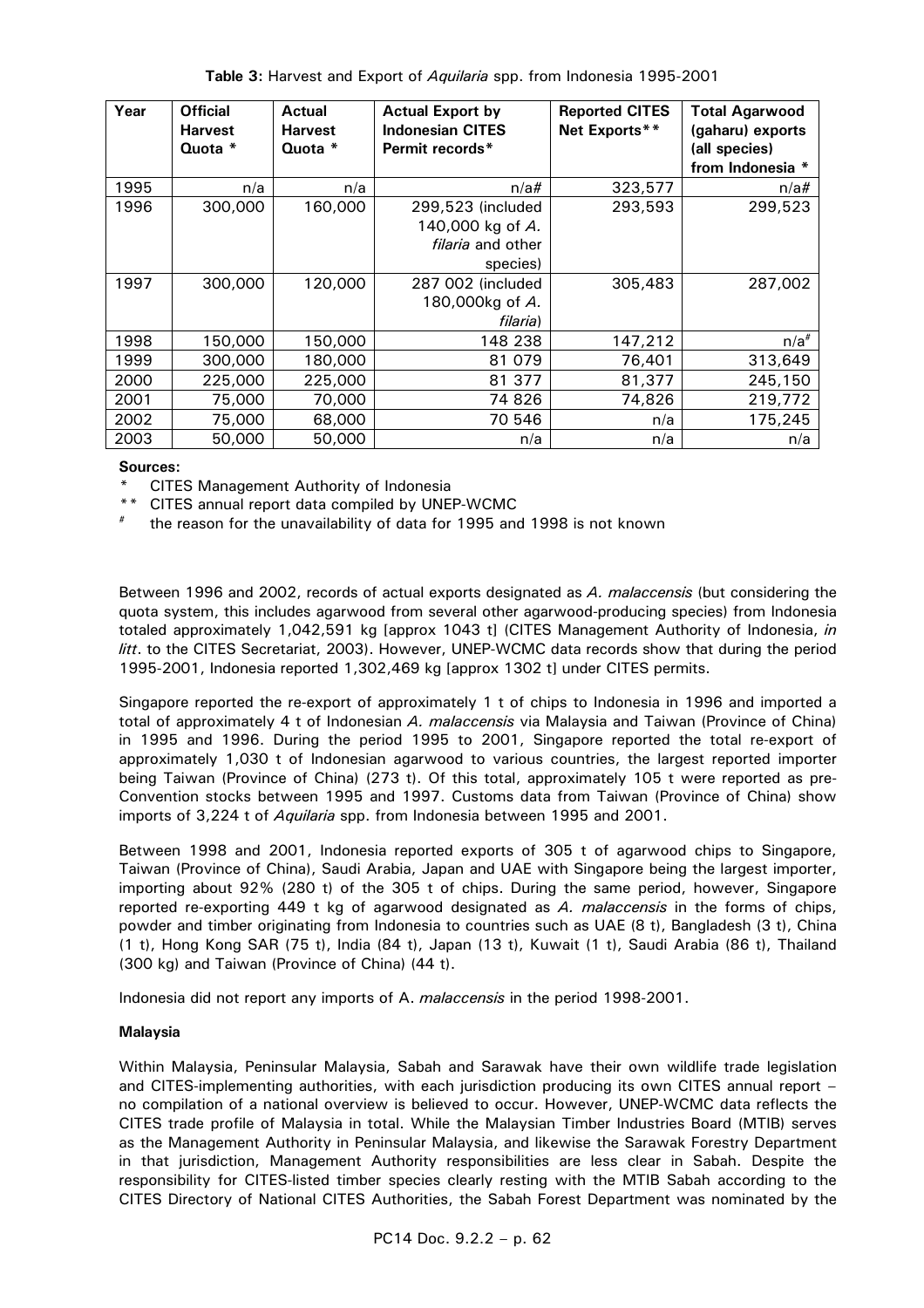**Table 3:** Harvest and Export of *Aquilaria* spp. from Indonesia 1995-2001

| Year | Official Harvest Quota * | Actual Harvest Quota * | Actual Export by Indonesian CITES Permit records* | Reported CITES Net Exports** | Total Agarwood (gaharu) exports (all species) from Indonesia * |
|---|---|---|---|---|---|
| 1995 | n/a | n/a | n/a# | 323,577 | n/a# |
| 1996 | 300,000 | 160,000 | 299,523 (included 140,000 kg of *A. filaria* and other species) | 293,593 | 299,523 |
| 1997 | 300,000 | 120,000 | 287 002 (included 180,000kg of *A. filaria*) | 305,483 | 287,002 |
| 1998 | 150,000 | 150,000 | 148 238 | 147,212 | n/a# |
| 1999 | 300,000 | 180,000 | 81 079 | 76,401 | 313,649 |
| 2000 | 225,000 | 225,000 | 81 377 | 81,377 | 245,150 |
| 2001 | 75,000 | 70,000 | 74 826 | 74,826 | 219,772 |
| 2002 | 75,000 | 68,000 | 70 546 | n/a | 175,245 |
| 2003 | 50,000 | 50,000 | n/a | n/a | n/a |

**Sources:**

\* CITES Management Authority of Indonesia

\** CITES annual report data compiled by UNEP-WCMC

\# the reason for the unavailability of data for 1995 and 1998 is not known

Between 1996 and 2002, records of actual exports designated as *A. malaccensis* (but considering the quota system, this includes agarwood from several other agarwood-producing species) from Indonesia totaled approximately 1,042,591 kg [approx 1043 t] (CITES Management Authority of Indonesia, *in litt*. to the CITES Secretariat, 2003). However, UNEP-WCMC data records show that during the period 1995-2001, Indonesia reported 1,302,469 kg [approx 1302 t] under CITES permits.

Singapore reported the re-export of approximately 1 t of chips to Indonesia in 1996 and imported a total of approximately 4 t of Indonesian *A. malaccensis* via Malaysia and Taiwan (Province of China) in 1995 and 1996. During the period 1995 to 2001, Singapore reported the total re-export of approximately 1,030 t of Indonesian agarwood to various countries, the largest reported importer being Taiwan (Province of China) (273 t). Of this total, approximately 105 t were reported as pre-Convention stocks between 1995 and 1997. Customs data from Taiwan (Province of China) show imports of 3,224 t of *Aquilaria* spp. from Indonesia between 1995 and 2001.

Between 1998 and 2001, Indonesia reported exports of 305 t of agarwood chips to Singapore, Taiwan (Province of China), Saudi Arabia, Japan and UAE with Singapore being the largest importer, importing about 92% (280 t) of the 305 t of chips. During the same period, however, Singapore reported re-exporting 449 t kg of agarwood designated as *A. malaccensis* in the forms of chips, powder and timber originating from Indonesia to countries such as UAE (8 t), Bangladesh (3 t), China (1 t), Hong Kong SAR (75 t), India (84 t), Japan (13 t), Kuwait (1 t), Saudi Arabia (86 t), Thailand (300 kg) and Taiwan (Province of China) (44 t).

Indonesia did not report any imports of A. *malaccensis* in the period 1998-2001.

**Malaysia**

Within Malaysia, Peninsular Malaysia, Sabah and Sarawak have their own wildlife trade legislation and CITES-implementing authorities, with each jurisdiction producing its own CITES annual report – no compilation of a national overview is believed to occur. However, UNEP-WCMC data reflects the CITES trade profile of Malaysia in total. While the Malaysian Timber Industries Board (MTIB) serves as the Management Authority in Peninsular Malaysia, and likewise the Sarawak Forestry Department in that jurisdiction, Management Authority responsibilities are less clear in Sabah. Despite the responsibility for CITES-listed timber species clearly resting with the MTIB Sabah according to the CITES Directory of National CITES Authorities, the Sabah Forest Department was nominated by the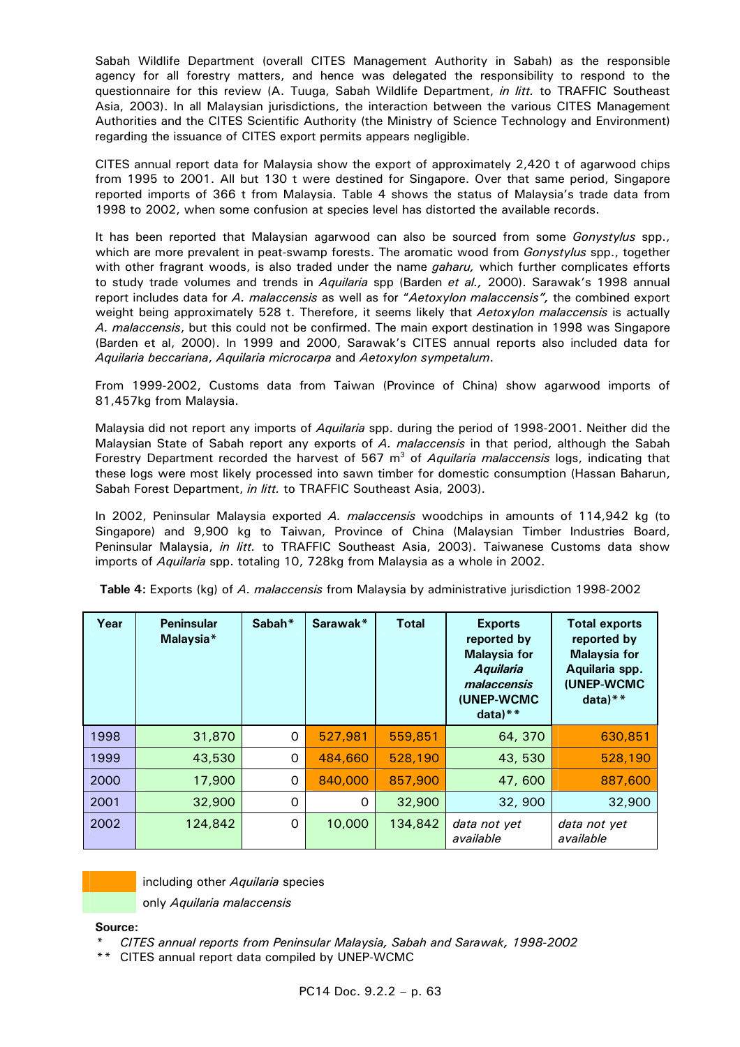Sabah Wildlife Department (overall CITES Management Authority in Sabah) as the responsible agency for all forestry matters, and hence was delegated the responsibility to respond to the questionnaire for this review (A. Tuuga, Sabah Wildlife Department, *in litt.* to TRAFFIC Southeast Asia, 2003). In all Malaysian jurisdictions, the interaction between the various CITES Management Authorities and the CITES Scientific Authority (the Ministry of Science Technology and Environment) regarding the issuance of CITES export permits appears negligible.

CITES annual report data for Malaysia show the export of approximately 2,420 t of agarwood chips from 1995 to 2001. All but 130 t were destined for Singapore. Over that same period, Singapore reported imports of 366 t from Malaysia. Table 4 shows the status of Malaysia's trade data from 1998 to 2002, when some confusion at species level has distorted the available records.

It has been reported that Malaysian agarwood can also be sourced from some *Gonystylus* spp., which are more prevalent in peat-swamp forests. The aromatic wood from *Gonystylus* spp., together with other fragrant woods, is also traded under the name *gaharu,* which further complicates efforts to study trade volumes and trends in *Aquilaria* spp (Barden *et al.,* 2000). Sarawak's 1998 annual report includes data for *A. malaccensis* as well as for "*Aetoxylon malaccensis",* the combined export weight being approximately 528 t. Therefore, it seems likely that *Aetoxylon malaccensis* is actually *A. malaccensis*, but this could not be confirmed. The main export destination in 1998 was Singapore (Barden et al, 2000). In 1999 and 2000, Sarawak's CITES annual reports also included data for *Aquilaria beccariana*, *Aquilaria microcarpa* and *Aetoxylon sympetalum*.

From 1999-2002, Customs data from Taiwan (Province of China) show agarwood imports of 81,457kg from Malaysia.

Malaysia did not report any imports of *Aquilaria* spp. during the period of 1998-2001. Neither did the Malaysian State of Sabah report any exports of *A. malaccensis* in that period, although the Sabah Forestry Department recorded the harvest of 567 $m^3$ of *Aquilaria malaccensis* logs, indicating that these logs were most likely processed into sawn timber for domestic consumption (Hassan Baharun, Sabah Forest Department, *in litt.* to TRAFFIC Southeast Asia, 2003).

In 2002, Peninsular Malaysia exported *A. malaccensis* woodchips in amounts of 114,942 kg (to Singapore) and 9,900 kg to Taiwan, Province of China (Malaysian Timber Industries Board, Peninsular Malaysia, *in litt.* to TRAFFIC Southeast Asia, 2003). Taiwanese Customs data show imports of *Aquilaria* spp. totaling 10, 728kg from Malaysia as a whole in 2002.

**Table 4:** Exports (kg) of *A. malaccensis* from Malaysia by administrative jurisdiction 1998-2002

| Year | Peninsular Malaysia* | Sabah* | Sarawak* | Total | Exports reported by Malaysia for *Aquilaria malaccensis* (UNEP-WCMC data)** | Total exports reported by Malaysia for Aquilaria spp. (UNEP-WCMC data)** |
|---|---|---|---|---|---|---|
| 1998 | 31,870 | 0 | 527,981 | 559,851 | 64, 370 | 630,851 |
| 1999 | 43,530 | 0 | 484,660 | 528,190 | 43, 530 | 528,190 |
| 2000 | 17,900 | 0 | 840,000 | 857,900 | 47, 600 | 887,600 |
| 2001 | 32,900 | 0 | 0 | 32,900 | 32, 900 | 32,900 |
| 2002 | 124,842 | 0 | 10,000 | 134,842 | *data not yet available* | *data not yet available* |

[orange] including other *Aquilaria* species

[green] only *Aquilaria malaccensis*

**Source:**

\* *CITES annual reports from Peninsular Malaysia, Sabah and Sarawak, 1998-2002*

\*\* CITES annual report data compiled by UNEP-WCMC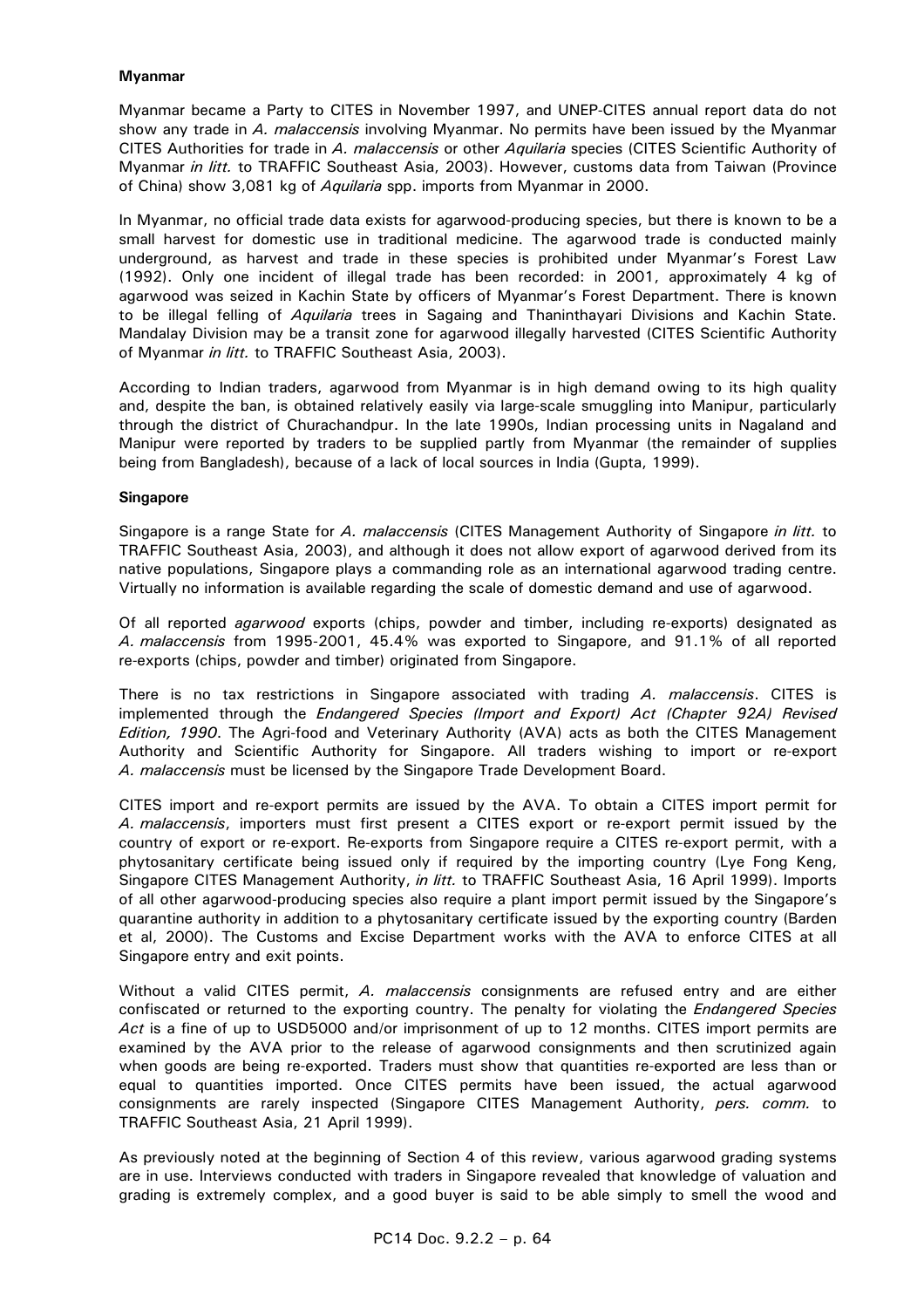**Myanmar**

Myanmar became a Party to CITES in November 1997, and UNEP-CITES annual report data do not show any trade in *A. malaccensis* involving Myanmar. No permits have been issued by the Myanmar CITES Authorities for trade in *A. malaccensis* or other *Aquilaria* species (CITES Scientific Authority of Myanmar *in litt.* to TRAFFIC Southeast Asia, 2003). However, customs data from Taiwan (Province of China) show 3,081 kg of *Aquilaria* spp. imports from Myanmar in 2000.

In Myanmar, no official trade data exists for agarwood-producing species, but there is known to be a small harvest for domestic use in traditional medicine. The agarwood trade is conducted mainly underground, as harvest and trade in these species is prohibited under Myanmar's Forest Law (1992). Only one incident of illegal trade has been recorded: in 2001, approximately 4 kg of agarwood was seized in Kachin State by officers of Myanmar's Forest Department. There is known to be illegal felling of *Aquilaria* trees in Sagaing and Thaninthayari Divisions and Kachin State. Mandalay Division may be a transit zone for agarwood illegally harvested (CITES Scientific Authority of Myanmar *in litt.* to TRAFFIC Southeast Asia, 2003).

According to Indian traders, agarwood from Myanmar is in high demand owing to its high quality and, despite the ban, is obtained relatively easily via large-scale smuggling into Manipur, particularly through the district of Churachandpur. In the late 1990s, Indian processing units in Nagaland and Manipur were reported by traders to be supplied partly from Myanmar (the remainder of supplies being from Bangladesh), because of a lack of local sources in India (Gupta, 1999).

**Singapore**

Singapore is a range State for *A. malaccensis* (CITES Management Authority of Singapore *in litt.* to TRAFFIC Southeast Asia, 2003), and although it does not allow export of agarwood derived from its native populations, Singapore plays a commanding role as an international agarwood trading centre. Virtually no information is available regarding the scale of domestic demand and use of agarwood.

Of all reported *agarwood* exports (chips, powder and timber, including re-exports) designated as *A. malaccensis* from 1995-2001, 45.4% was exported to Singapore, and 91.1% of all reported re-exports (chips, powder and timber) originated from Singapore.

There is no tax restrictions in Singapore associated with trading *A. malaccensis*. CITES is implemented through the *Endangered Species (Import and Export) Act (Chapter 92A) Revised Edition, 1990*. The Agri-food and Veterinary Authority (AVA) acts as both the CITES Management Authority and Scientific Authority for Singapore. All traders wishing to import or re-export *A. malaccensis* must be licensed by the Singapore Trade Development Board.

CITES import and re-export permits are issued by the AVA. To obtain a CITES import permit for *A. malaccensis*, importers must first present a CITES export or re-export permit issued by the country of export or re-export. Re-exports from Singapore require a CITES re-export permit, with a phytosanitary certificate being issued only if required by the importing country (Lye Fong Keng, Singapore CITES Management Authority, *in litt.* to TRAFFIC Southeast Asia, 16 April 1999). Imports of all other agarwood-producing species also require a plant import permit issued by the Singapore's quarantine authority in addition to a phytosanitary certificate issued by the exporting country (Barden et al, 2000). The Customs and Excise Department works with the AVA to enforce CITES at all Singapore entry and exit points.

Without a valid CITES permit, *A. malaccensis* consignments are refused entry and are either confiscated or returned to the exporting country. The penalty for violating the *Endangered Species Act* is a fine of up to USD5000 and/or imprisonment of up to 12 months. CITES import permits are examined by the AVA prior to the release of agarwood consignments and then scrutinized again when goods are being re-exported. Traders must show that quantities re-exported are less than or equal to quantities imported. Once CITES permits have been issued, the actual agarwood consignments are rarely inspected (Singapore CITES Management Authority, *pers. comm.* to TRAFFIC Southeast Asia, 21 April 1999).

As previously noted at the beginning of Section 4 of this review, various agarwood grading systems are in use. Interviews conducted with traders in Singapore revealed that knowledge of valuation and grading is extremely complex, and a good buyer is said to be able simply to smell the wood and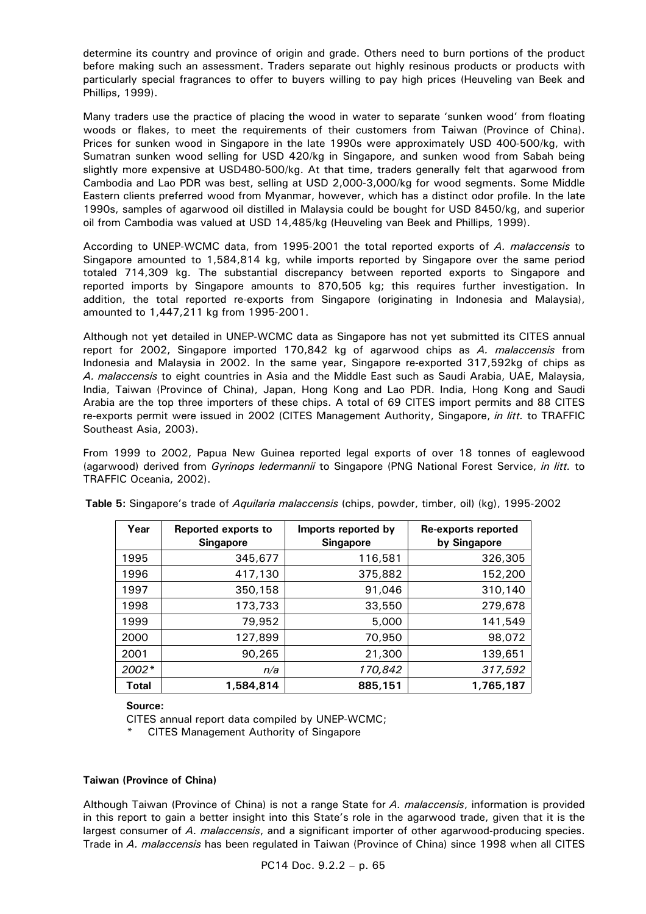determine its country and province of origin and grade. Others need to burn portions of the product before making such an assessment. Traders separate out highly resinous products or products with particularly special fragrances to offer to buyers willing to pay high prices (Heuveling van Beek and Phillips, 1999).

Many traders use the practice of placing the wood in water to separate 'sunken wood' from floating woods or flakes, to meet the requirements of their customers from Taiwan (Province of China). Prices for sunken wood in Singapore in the late 1990s were approximately USD 400-500/kg, with Sumatran sunken wood selling for USD 420/kg in Singapore, and sunken wood from Sabah being slightly more expensive at USD480-500/kg. At that time, traders generally felt that agarwood from Cambodia and Lao PDR was best, selling at USD 2,000-3,000/kg for wood segments. Some Middle Eastern clients preferred wood from Myanmar, however, which has a distinct odor profile. In the late 1990s, samples of agarwood oil distilled in Malaysia could be bought for USD 8450/kg, and superior oil from Cambodia was valued at USD 14,485/kg (Heuveling van Beek and Phillips, 1999).

According to UNEP-WCMC data, from 1995-2001 the total reported exports of *A. malaccensis* to Singapore amounted to 1,584,814 kg, while imports reported by Singapore over the same period totaled 714,309 kg. The substantial discrepancy between reported exports to Singapore and reported imports by Singapore amounts to 870,505 kg; this requires further investigation. In addition, the total reported re-exports from Singapore (originating in Indonesia and Malaysia), amounted to 1,447,211 kg from 1995-2001.

Although not yet detailed in UNEP-WCMC data as Singapore has not yet submitted its CITES annual report for 2002, Singapore imported 170,842 kg of agarwood chips as *A. malaccensis* from Indonesia and Malaysia in 2002. In the same year, Singapore re-exported 317,592kg of chips as *A. malaccensis* to eight countries in Asia and the Middle East such as Saudi Arabia, UAE, Malaysia, India, Taiwan (Province of China), Japan, Hong Kong and Lao PDR. India, Hong Kong and Saudi Arabia are the top three importers of these chips. A total of 69 CITES import permits and 88 CITES re-exports permit were issued in 2002 (CITES Management Authority, Singapore, *in litt.* to TRAFFIC Southeast Asia, 2003).

From 1999 to 2002, Papua New Guinea reported legal exports of over 18 tonnes of eaglewood (agarwood) derived from *Gyrinops ledermannii* to Singapore (PNG National Forest Service, *in litt.* to TRAFFIC Oceania, 2002).

**Table 5:** Singapore's trade of *Aquilaria malaccensis* (chips, powder, timber, oil) (kg), 1995-2002

| Year | Reported exports to Singapore | Imports reported by Singapore | Re-exports reported by Singapore |
|---|---|---|---|
| 1995 | 345,677 | 116,581 | 326,305 |
| 1996 | 417,130 | 375,882 | 152,200 |
| 1997 | 350,158 | 91,046 | 310,140 |
| 1998 | 173,733 | 33,550 | 279,678 |
| 1999 | 79,952 | 5,000 | 141,549 |
| 2000 | 127,899 | 70,950 | 98,072 |
| 2001 | 90,265 | 21,300 | 139,651 |
| *2002\** | *n/a* | *170,842* | *317,592* |
| **Total** | **1,584,814** | **885,151** | **1,765,187** |

**Source:**

CITES annual report data compiled by UNEP-WCMC;

\* CITES Management Authority of Singapore

**Taiwan (Province of China)**

Although Taiwan (Province of China) is not a range State for *A. malaccensis*, information is provided in this report to gain a better insight into this State's role in the agarwood trade, given that it is the largest consumer of *A. malaccensis*, and a significant importer of other agarwood-producing species. Trade in *A. malaccensis* has been regulated in Taiwan (Province of China) since 1998 when all CITES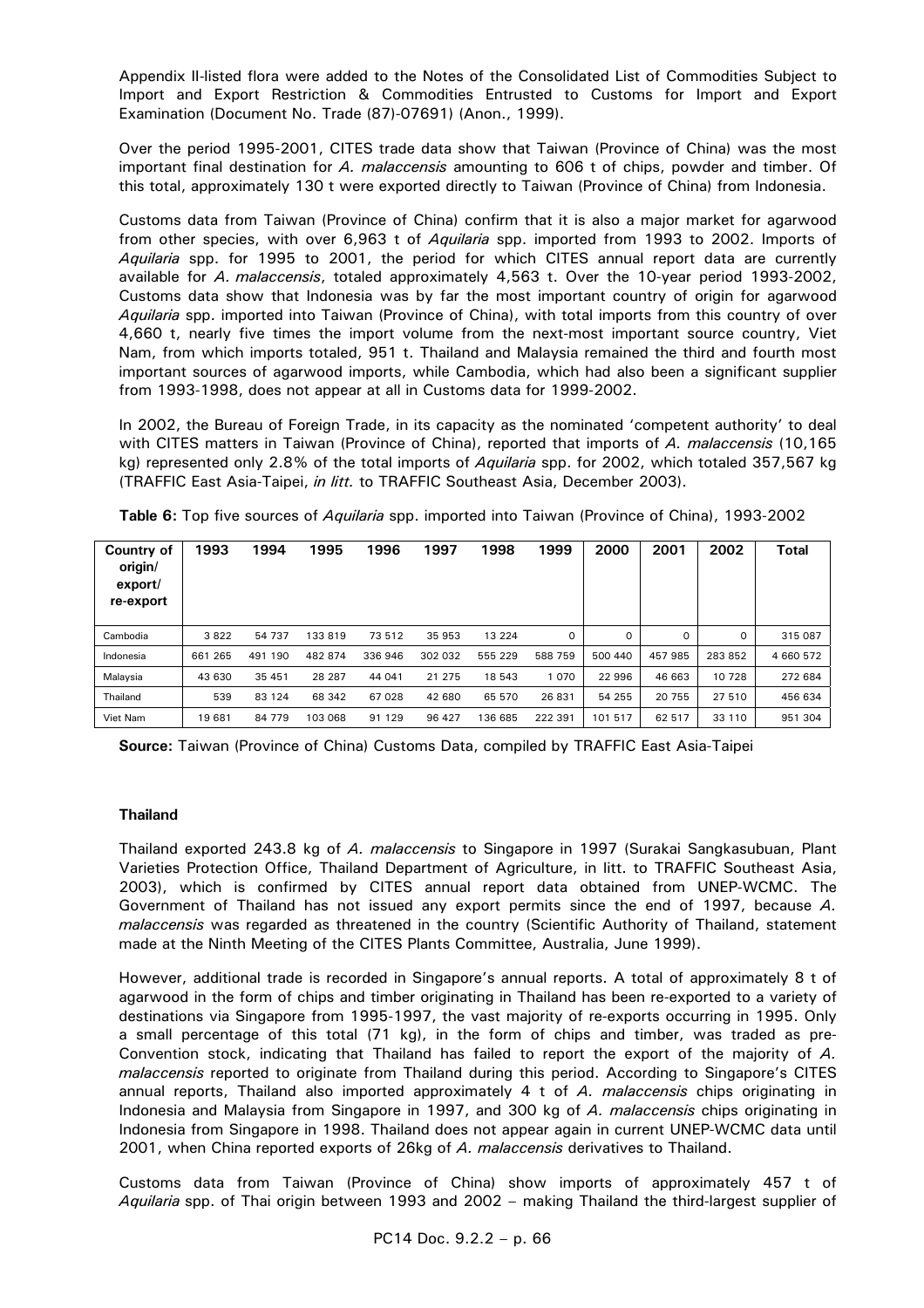Appendix II-listed flora were added to the Notes of the Consolidated List of Commodities Subject to Import and Export Restriction & Commodities Entrusted to Customs for Import and Export Examination (Document No. Trade (87)-07691) (Anon., 1999).

Over the period 1995-2001, CITES trade data show that Taiwan (Province of China) was the most important final destination for *A. malaccensis* amounting to 606 t of chips, powder and timber. Of this total, approximately 130 t were exported directly to Taiwan (Province of China) from Indonesia.

Customs data from Taiwan (Province of China) confirm that it is also a major market for agarwood from other species, with over 6,963 t of *Aquilaria* spp. imported from 1993 to 2002. Imports of *Aquilaria* spp. for 1995 to 2001, the period for which CITES annual report data are currently available for *A. malaccensis*, totaled approximately 4,563 t. Over the 10-year period 1993-2002, Customs data show that Indonesia was by far the most important country of origin for agarwood *Aquilaria* spp. imported into Taiwan (Province of China), with total imports from this country of over 4,660 t, nearly five times the import volume from the next-most important source country, Viet Nam, from which imports totaled, 951 t. Thailand and Malaysia remained the third and fourth most important sources of agarwood imports, while Cambodia, which had also been a significant supplier from 1993-1998, does not appear at all in Customs data for 1999-2002.

In 2002, the Bureau of Foreign Trade, in its capacity as the nominated 'competent authority' to deal with CITES matters in Taiwan (Province of China), reported that imports of *A. malaccensis* (10,165 kg) represented only 2.8% of the total imports of *Aquilaria* spp. for 2002, which totaled 357,567 kg (TRAFFIC East Asia-Taipei, *in litt.* to TRAFFIC Southeast Asia, December 2003).

**Table 6:** Top five sources of *Aquilaria* spp. imported into Taiwan (Province of China), 1993-2002

| Country of origin/ export/ re-export | 1993 | 1994 | 1995 | 1996 | 1997 | 1998 | 1999 | 2000 | 2001 | 2002 | Total |
|---|---|---|---|---|---|---|---|---|---|---|---|
| Cambodia | 3 822 | 54 737 | 133 819 | 73 512 | 35 953 | 13 224 | 0 | 0 | 0 | 0 | 315 087 |
| Indonesia | 661 265 | 491 190 | 482 874 | 336 946 | 302 032 | 555 229 | 588 759 | 500 440 | 457 985 | 283 852 | 4 660 572 |
| Malaysia | 43 630 | 35 451 | 28 287 | 44 041 | 21 275 | 18 543 | 1 070 | 22 996 | 46 663 | 10 728 | 272 684 |
| Thailand | 539 | 83 124 | 68 342 | 67 028 | 42 680 | 65 570 | 26 831 | 54 255 | 20 755 | 27 510 | 456 634 |
| Viet Nam | 19 681 | 84 779 | 103 068 | 91 129 | 96 427 | 136 685 | 222 391 | 101 517 | 62 517 | 33 110 | 951 304 |

**Source:** Taiwan (Province of China) Customs Data, compiled by TRAFFIC East Asia-Taipei

**Thailand**

Thailand exported 243.8 kg of *A. malaccensis* to Singapore in 1997 (Surakai Sangkasubuan, Plant Varieties Protection Office, Thailand Department of Agriculture, in litt. to TRAFFIC Southeast Asia, 2003), which is confirmed by CITES annual report data obtained from UNEP-WCMC. The Government of Thailand has not issued any export permits since the end of 1997, because *A. malaccensis* was regarded as threatened in the country (Scientific Authority of Thailand, statement made at the Ninth Meeting of the CITES Plants Committee, Australia, June 1999).

However, additional trade is recorded in Singapore's annual reports. A total of approximately 8 t of agarwood in the form of chips and timber originating in Thailand has been re-exported to a variety of destinations via Singapore from 1995-1997, the vast majority of re-exports occurring in 1995. Only a small percentage of this total (71 kg), in the form of chips and timber, was traded as pre-Convention stock, indicating that Thailand has failed to report the export of the majority of *A. malaccensis* reported to originate from Thailand during this period. According to Singapore's CITES annual reports, Thailand also imported approximately 4 t of *A. malaccensis* chips originating in Indonesia and Malaysia from Singapore in 1997, and 300 kg of *A. malaccensis* chips originating in Indonesia from Singapore in 1998. Thailand does not appear again in current UNEP-WCMC data until 2001, when China reported exports of 26kg of *A. malaccensis* derivatives to Thailand.

Customs data from Taiwan (Province of China) show imports of approximately 457 t of *Aquilaria* spp. of Thai origin between 1993 and 2002 – making Thailand the third-largest supplier of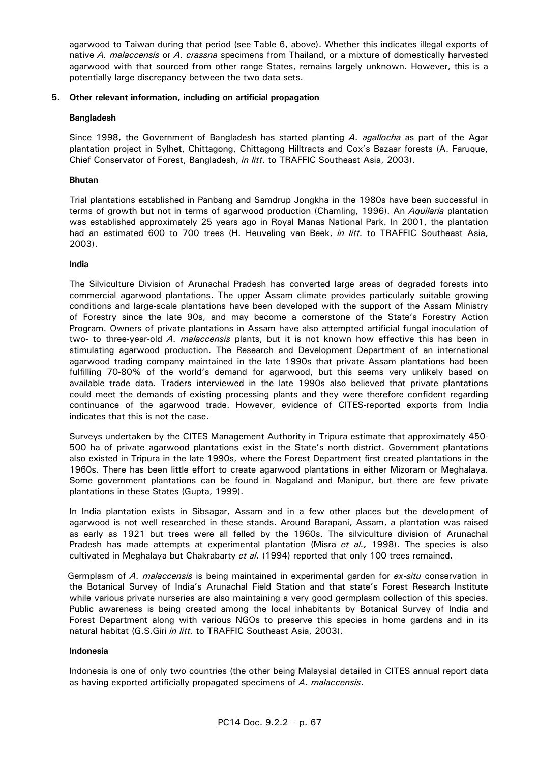agarwood to Taiwan during that period (see Table 6, above). Whether this indicates illegal exports of native *A. malaccensis* or *A. crassna* specimens from Thailand, or a mixture of domestically harvested agarwood with that sourced from other range States, remains largely unknown. However, this is a potentially large discrepancy between the two data sets.

## 5. Other relevant information, including on artificial propagation

### Bangladesh

Since 1998, the Government of Bangladesh has started planting *A. agallocha* as part of the Agar plantation project in Sylhet, Chittagong, Chittagong Hilltracts and Cox's Bazaar forests (A. Faruque, Chief Conservator of Forest, Bangladesh, *in litt*. to TRAFFIC Southeast Asia, 2003).

### Bhutan

Trial plantations established in Panbang and Samdrup Jongkha in the 1980s have been successful in terms of growth but not in terms of agarwood production (Chamling, 1996). An *Aquilaria* plantation was established approximately 25 years ago in Royal Manas National Park. In 2001, the plantation had an estimated 600 to 700 trees (H. Heuveling van Beek, *in litt.* to TRAFFIC Southeast Asia, 2003).

### India

The Silviculture Division of Arunachal Pradesh has converted large areas of degraded forests into commercial agarwood plantations. The upper Assam climate provides particularly suitable growing conditions and large-scale plantations have been developed with the support of the Assam Ministry of Forestry since the late 90s, and may become a cornerstone of the State's Forestry Action Program. Owners of private plantations in Assam have also attempted artificial fungal inoculation of two- to three-year-old *A. malaccensis* plants, but it is not known how effective this has been in stimulating agarwood production. The Research and Development Department of an international agarwood trading company maintained in the late 1990s that private Assam plantations had been fulfilling 70-80% of the world's demand for agarwood, but this seems very unlikely based on available trade data. Traders interviewed in the late 1990s also believed that private plantations could meet the demands of existing processing plants and they were therefore confident regarding continuance of the agarwood trade. However, evidence of CITES-reported exports from India indicates that this is not the case.

Surveys undertaken by the CITES Management Authority in Tripura estimate that approximately 450-500 ha of private agarwood plantations exist in the State's north district. Government plantations also existed in Tripura in the late 1990s, where the Forest Department first created plantations in the 1960s. There has been little effort to create agarwood plantations in either Mizoram or Meghalaya. Some government plantations can be found in Nagaland and Manipur, but there are few private plantations in these States (Gupta, 1999).

In India plantation exists in Sibsagar, Assam and in a few other places but the development of agarwood is not well researched in these stands. Around Barapani, Assam, a plantation was raised as early as 1921 but trees were all felled by the 1960s. The silviculture division of Arunachal Pradesh has made attempts at experimental plantation (Misra *et al.,* 1998). The species is also cultivated in Meghalaya but Chakrabarty *et al*. (1994) reported that only 100 trees remained.

Germplasm of *A. malaccensis* is being maintained in experimental garden for *ex-situ* conservation in the Botanical Survey of India's Arunachal Field Station and that state's Forest Research Institute while various private nurseries are also maintaining a very good germplasm collection of this species. Public awareness is being created among the local inhabitants by Botanical Survey of India and Forest Department along with various NGOs to preserve this species in home gardens and in its natural habitat (G.S.Giri *in litt.* to TRAFFIC Southeast Asia, 2003).

### Indonesia

Indonesia is one of only two countries (the other being Malaysia) detailed in CITES annual report data as having exported artificially propagated specimens of *A. malaccensis*.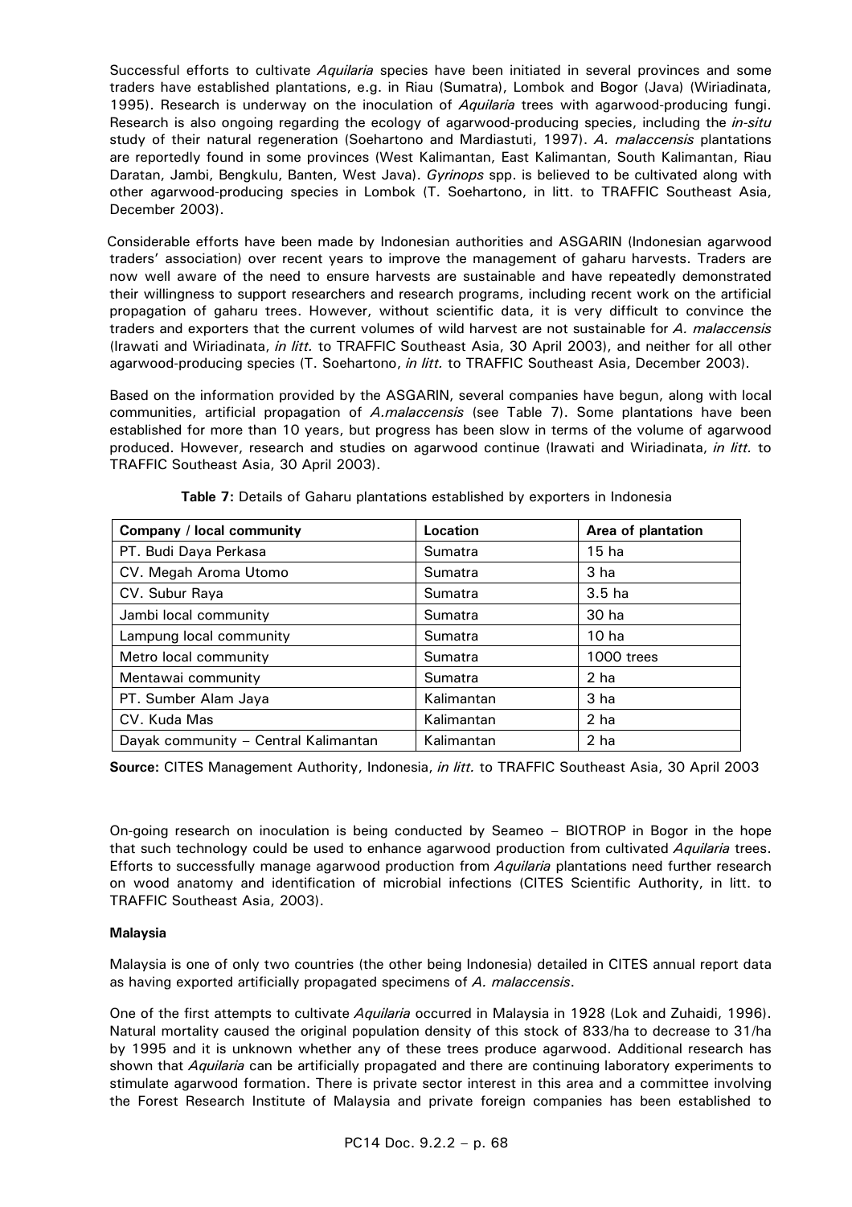Successful efforts to cultivate *Aquilaria* species have been initiated in several provinces and some traders have established plantations, e.g. in Riau (Sumatra), Lombok and Bogor (Java) (Wiriadinata, 1995). Research is underway on the inoculation of *Aquilaria* trees with agarwood-producing fungi. Research is also ongoing regarding the ecology of agarwood-producing species, including the *in-situ* study of their natural regeneration (Soehartono and Mardiastuti, 1997). *A. malaccensis* plantations are reportedly found in some provinces (West Kalimantan, East Kalimantan, South Kalimantan, Riau Daratan, Jambi, Bengkulu, Banten, West Java). *Gyrinops* spp. is believed to be cultivated along with other agarwood-producing species in Lombok (T. Soehartono, in litt. to TRAFFIC Southeast Asia, December 2003).

Considerable efforts have been made by Indonesian authorities and ASGARIN (Indonesian agarwood traders' association) over recent years to improve the management of gaharu harvests. Traders are now well aware of the need to ensure harvests are sustainable and have repeatedly demonstrated their willingness to support researchers and research programs, including recent work on the artificial propagation of gaharu trees. However, without scientific data, it is very difficult to convince the traders and exporters that the current volumes of wild harvest are not sustainable for *A. malaccensis* (Irawati and Wiriadinata, *in litt.* to TRAFFIC Southeast Asia, 30 April 2003), and neither for all other agarwood-producing species (T. Soehartono, *in litt.* to TRAFFIC Southeast Asia, December 2003).

Based on the information provided by the ASGARIN, several companies have begun, along with local communities, artificial propagation of *A.malaccensis* (see Table 7). Some plantations have been established for more than 10 years, but progress has been slow in terms of the volume of agarwood produced. However, research and studies on agarwood continue (Irawati and Wiriadinata, *in litt.* to TRAFFIC Southeast Asia, 30 April 2003).

**Table 7:** Details of Gaharu plantations established by exporters in Indonesia

| Company / local community | Location | Area of plantation |
|---|---|---|
| PT. Budi Daya Perkasa | Sumatra | 15 ha |
| CV. Megah Aroma Utomo | Sumatra | 3 ha |
| CV. Subur Raya | Sumatra | 3.5 ha |
| Jambi local community | Sumatra | 30 ha |
| Lampung local community | Sumatra | 10 ha |
| Metro local community | Sumatra | 1000 trees |
| Mentawai community | Sumatra | 2 ha |
| PT. Sumber Alam Jaya | Kalimantan | 3 ha |
| CV. Kuda Mas | Kalimantan | 2 ha |
| Dayak community – Central Kalimantan | Kalimantan | 2 ha |

**Source:** CITES Management Authority, Indonesia, *in litt.* to TRAFFIC Southeast Asia, 30 April 2003

On-going research on inoculation is being conducted by Seameo – BIOTROP in Bogor in the hope that such technology could be used to enhance agarwood production from cultivated *Aquilaria* trees. Efforts to successfully manage agarwood production from *Aquilaria* plantations need further research on wood anatomy and identification of microbial infections (CITES Scientific Authority, in litt. to TRAFFIC Southeast Asia, 2003).

**Malaysia**

Malaysia is one of only two countries (the other being Indonesia) detailed in CITES annual report data as having exported artificially propagated specimens of *A. malaccensis*.

One of the first attempts to cultivate *Aquilaria* occurred in Malaysia in 1928 (Lok and Zuhaidi, 1996). Natural mortality caused the original population density of this stock of 833/ha to decrease to 31/ha by 1995 and it is unknown whether any of these trees produce agarwood. Additional research has shown that *Aquilaria* can be artificially propagated and there are continuing laboratory experiments to stimulate agarwood formation. There is private sector interest in this area and a committee involving the Forest Research Institute of Malaysia and private foreign companies has been established to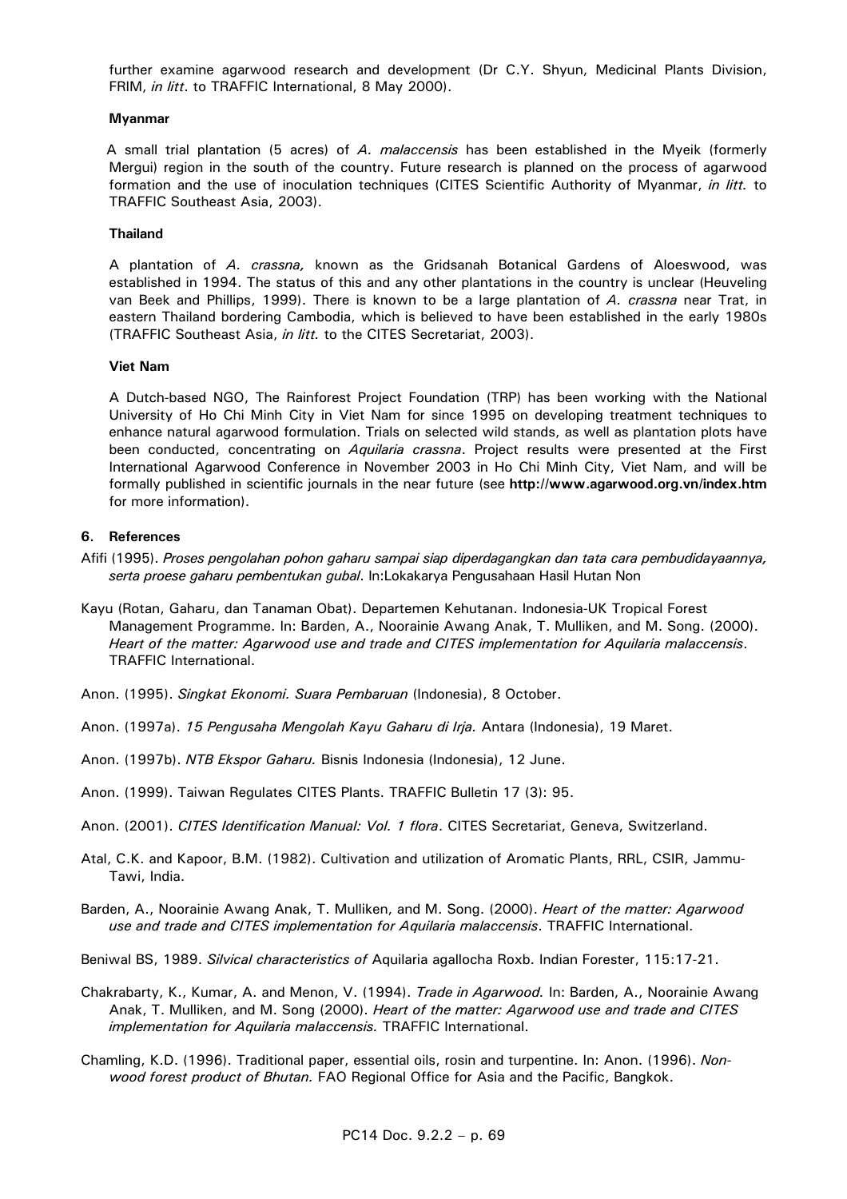further examine agarwood research and development (Dr C.Y. Shyun, Medicinal Plants Division, FRIM, *in litt*. to TRAFFIC International, 8 May 2000).

**Myanmar**

A small trial plantation (5 acres) of *A. malaccensis* has been established in the Myeik (formerly Mergui) region in the south of the country. Future research is planned on the process of agarwood formation and the use of inoculation techniques (CITES Scientific Authority of Myanmar, *in litt.* to TRAFFIC Southeast Asia, 2003).

**Thailand**

A plantation of *A. crassna,* known as the Gridsanah Botanical Gardens of Aloeswood, was established in 1994. The status of this and any other plantations in the country is unclear (Heuveling van Beek and Phillips, 1999). There is known to be a large plantation of *A. crassna* near Trat, in eastern Thailand bordering Cambodia, which is believed to have been established in the early 1980s (TRAFFIC Southeast Asia, *in litt.* to the CITES Secretariat, 2003).

**Viet Nam**

A Dutch-based NGO, The Rainforest Project Foundation (TRP) has been working with the National University of Ho Chi Minh City in Viet Nam for since 1995 on developing treatment techniques to enhance natural agarwood formulation. Trials on selected wild stands, as well as plantation plots have been conducted, concentrating on *Aquilaria crassna*. Project results were presented at the First International Agarwood Conference in November 2003 in Ho Chi Minh City, Viet Nam, and will be formally published in scientific journals in the near future (see **http://www.agarwood.org.vn/index.htm** for more information).

## 6. References

Afifi (1995). *Proses pengolahan pohon gaharu sampai siap diperdagangkan dan tata cara pembudidayaannya, serta proese gaharu pembentukan gubal*. In:Lokakarya Pengusahaan Hasil Hutan Non

Kayu (Rotan, Gaharu, dan Tanaman Obat). Departemen Kehutanan. Indonesia-UK Tropical Forest Management Programme. In: Barden, A., Noorainie Awang Anak, T. Mulliken, and M. Song. (2000). *Heart of the matter: Agarwood use and trade and CITES implementation for Aquilaria malaccensis*. TRAFFIC International.

Anon. (1995). *Singkat Ekonomi. Suara Pembaruan* (Indonesia), 8 October.

Anon. (1997a). *15 Pengusaha Mengolah Kayu Gaharu di Irja.* Antara (Indonesia), 19 Maret.

Anon. (1997b). *NTB Ekspor Gaharu.* Bisnis Indonesia (Indonesia), 12 June.

Anon. (1999). Taiwan Regulates CITES Plants. TRAFFIC Bulletin 17 (3): 95.

Anon. (2001). *CITES Identification Manual: Vol. 1 flora*. CITES Secretariat, Geneva, Switzerland.

Atal, C.K. and Kapoor, B.M. (1982). Cultivation and utilization of Aromatic Plants, RRL, CSIR, Jammu-Tawi, India.

Barden, A., Noorainie Awang Anak, T. Mulliken, and M. Song. (2000). *Heart of the matter: Agarwood use and trade and CITES implementation for Aquilaria malaccensis*. TRAFFIC International.

Beniwal BS, 1989. *Silvical characteristics of* Aquilaria agallocha Roxb. Indian Forester, 115:17-21.

Chakrabarty, K., Kumar, A. and Menon, V. (1994). *Trade in Agarwood.* In: Barden, A., Noorainie Awang Anak, T. Mulliken, and M. Song (2000). *Heart of the matter: Agarwood use and trade and CITES implementation for Aquilaria malaccensis.* TRAFFIC International.

Chamling, K.D. (1996). Traditional paper, essential oils, rosin and turpentine. In: Anon. (1996). *Non-wood forest product of Bhutan.* FAO Regional Office for Asia and the Pacific, Bangkok.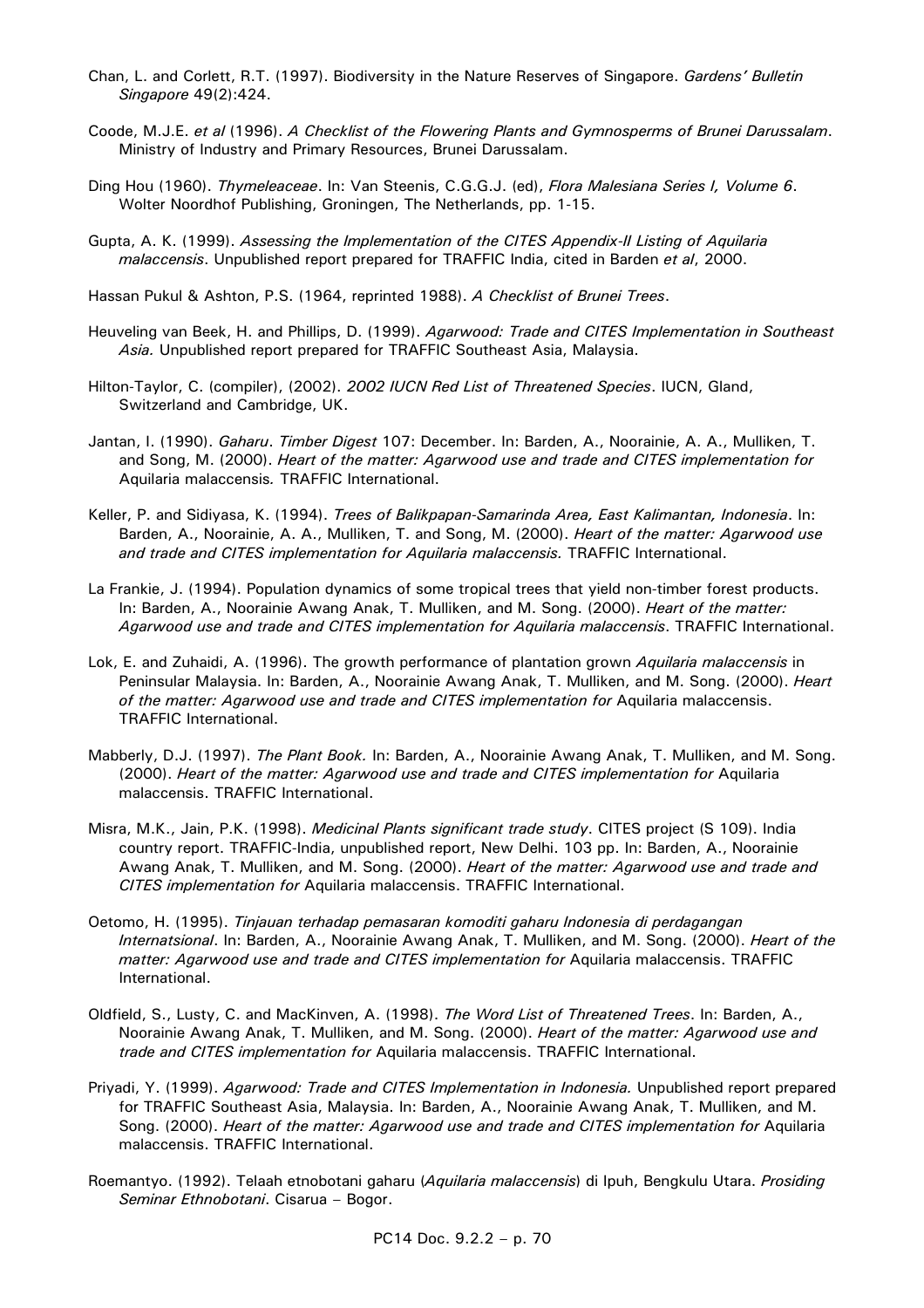Chan, L. and Corlett, R.T. (1997). Biodiversity in the Nature Reserves of Singapore. *Gardens' Bulletin Singapore* 49(2):424.

Coode, M.J.E. *et al* (1996). *A Checklist of the Flowering Plants and Gymnosperms of Brunei Darussalam*. Ministry of Industry and Primary Resources, Brunei Darussalam.

Ding Hou (1960). *Thymeleaceae*. In: Van Steenis, C.G.G.J. (ed), *Flora Malesiana Series I, Volume 6*. Wolter Noordhof Publishing, Groningen, The Netherlands, pp. 1-15.

Gupta, A. K. (1999). *Assessing the Implementation of the CITES Appendix-II Listing of Aquilaria malaccensis*. Unpublished report prepared for TRAFFIC India, cited in Barden *et al*, 2000.

Hassan Pukul & Ashton, P.S. (1964, reprinted 1988). *A Checklist of Brunei Trees*.

Heuveling van Beek, H. and Phillips, D. (1999). *Agarwood: Trade and CITES Implementation in Southeast Asia.* Unpublished report prepared for TRAFFIC Southeast Asia, Malaysia.

Hilton-Taylor, C. (compiler), (2002). *2002 IUCN Red List of Threatened Species*. IUCN, Gland, Switzerland and Cambridge, UK.

Jantan, I. (1990). *Gaharu*. *Timber Digest* 107: December. In: Barden, A., Noorainie, A. A., Mulliken, T. and Song, M. (2000). *Heart of the matter: Agarwood use and trade and CITES implementation for* Aquilaria malaccensis*.* TRAFFIC International.

Keller, P. and Sidiyasa, K. (1994). *Trees of Balikpapan-Samarinda Area, East Kalimantan, Indonesia*. In: Barden, A., Noorainie, A. A., Mulliken, T. and Song, M. (2000). *Heart of the matter: Agarwood use and trade and CITES implementation for Aquilaria malaccensis.* TRAFFIC International.

La Frankie, J. (1994). Population dynamics of some tropical trees that yield non-timber forest products. In: Barden, A., Noorainie Awang Anak, T. Mulliken, and M. Song. (2000). *Heart of the matter: Agarwood use and trade and CITES implementation for Aquilaria malaccensis*. TRAFFIC International.

Lok, E. and Zuhaidi, A. (1996). The growth performance of plantation grown *Aquilaria malaccensis* in Peninsular Malaysia. In: Barden, A., Noorainie Awang Anak, T. Mulliken, and M. Song. (2000). *Heart of the matter: Agarwood use and trade and CITES implementation for* Aquilaria malaccensis. TRAFFIC International.

Mabberly, D.J. (1997). *The Plant Book.* In: Barden, A., Noorainie Awang Anak, T. Mulliken, and M. Song. (2000). *Heart of the matter: Agarwood use and trade and CITES implementation for* Aquilaria malaccensis. TRAFFIC International.

Misra, M.K., Jain, P.K. (1998). *Medicinal Plants significant trade study*. CITES project (S 109). India country report. TRAFFIC-India, unpublished report, New Delhi. 103 pp. In: Barden, A., Noorainie Awang Anak, T. Mulliken, and M. Song. (2000). *Heart of the matter: Agarwood use and trade and CITES implementation for* Aquilaria malaccensis. TRAFFIC International.

Oetomo, H. (1995). *Tinjauan terhadap pemasaran komoditi gaharu Indonesia di perdagangan Internatsional*. In: Barden, A., Noorainie Awang Anak, T. Mulliken, and M. Song. (2000). *Heart of the matter: Agarwood use and trade and CITES implementation for* Aquilaria malaccensis. TRAFFIC International.

Oldfield, S., Lusty, C. and MacKinven, A. (1998). *The Word List of Threatened Trees*. In: Barden, A., Noorainie Awang Anak, T. Mulliken, and M. Song. (2000). *Heart of the matter: Agarwood use and trade and CITES implementation for* Aquilaria malaccensis. TRAFFIC International.

Priyadi, Y. (1999). *Agarwood: Trade and CITES Implementation in Indonesia.* Unpublished report prepared for TRAFFIC Southeast Asia, Malaysia. In: Barden, A., Noorainie Awang Anak, T. Mulliken, and M. Song. (2000). *Heart of the matter: Agarwood use and trade and CITES implementation for* Aquilaria malaccensis. TRAFFIC International.

Roemantyo. (1992). Telaah etnobotani gaharu (*Aquilaria malaccensis*) di Ipuh, Bengkulu Utara. *Prosiding Seminar Ethnobotani*. Cisarua – Bogor.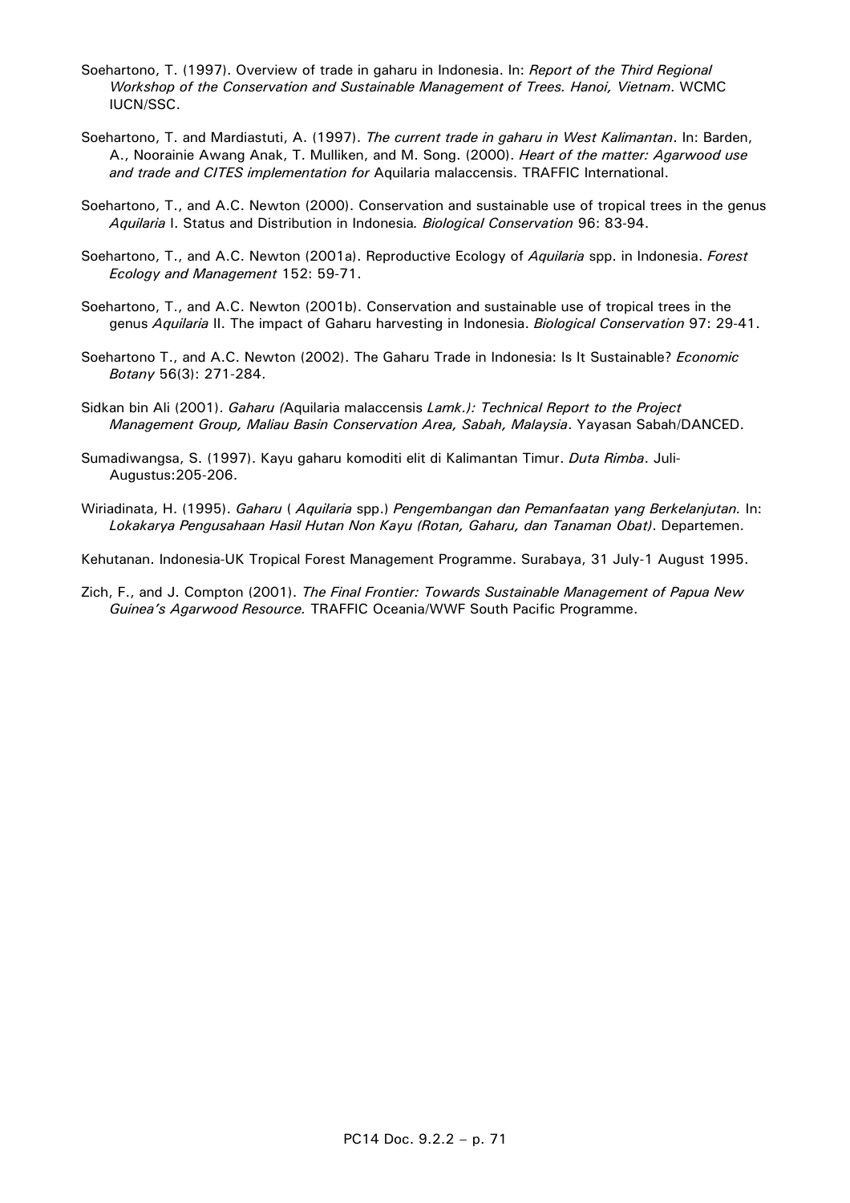Soehartono, T. (1997). Overview of trade in gaharu in Indonesia. In: *Report of the Third Regional Workshop of the Conservation and Sustainable Management of Trees. Hanoi, Vietnam*. WCMC IUCN/SSC.

Soehartono, T. and Mardiastuti, A. (1997). *The current trade in gaharu in West Kalimantan*. In: Barden, A., Noorainie Awang Anak, T. Mulliken, and M. Song. (2000). *Heart of the matter: Agarwood use and trade and CITES implementation for* Aquilaria malaccensis. TRAFFIC International.

Soehartono, T., and A.C. Newton (2000). Conservation and sustainable use of tropical trees in the genus *Aquilaria* I. Status and Distribution in Indonesia*. Biological Conservation* 96: 83-94.

Soehartono, T., and A.C. Newton (2001a). Reproductive Ecology of *Aquilaria* spp. in Indonesia. *Forest Ecology and Management* 152: 59-71.

Soehartono, T., and A.C. Newton (2001b). Conservation and sustainable use of tropical trees in the genus *Aquilaria* II. The impact of Gaharu harvesting in Indonesia. *Biological Conservation* 97: 29-41.

Soehartono T., and A.C. Newton (2002). The Gaharu Trade in Indonesia: Is It Sustainable? *Economic Botany* 56(3): 271-284.

Sidkan bin Ali (2001). *Gaharu (*Aquilaria malaccensis *Lamk.): Technical Report to the Project Management Group, Maliau Basin Conservation Area, Sabah, Malaysia*. Yayasan Sabah/DANCED.

Sumadiwangsa, S. (1997). Kayu gaharu komoditi elit di Kalimantan Timur. *Duta Rimba*. Juli-Augustus:205-206.

Wiriadinata, H. (1995). *Gaharu* ( *Aquilaria* spp.) *Pengembangan dan Pemanfaatan yang Berkelanjutan.* In: *Lokakarya Pengusahaan Hasil Hutan Non Kayu (Rotan, Gaharu, dan Tanaman Obat)*. Departemen.

Kehutanan. Indonesia-UK Tropical Forest Management Programme. Surabaya, 31 July-1 August 1995.

Zich, F., and J. Compton (2001). *The Final Frontier: Towards Sustainable Management of Papua New Guinea's Agarwood Resource.* TRAFFIC Oceania/WWF South Pacific Programme.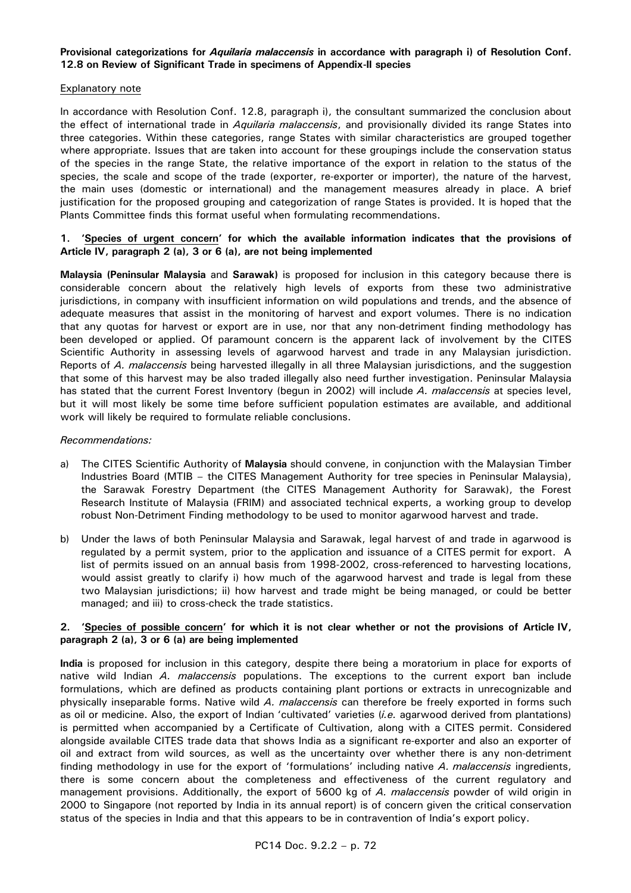**Provisional categorizations for *Aquilaria malaccensis* in accordance with paragraph i) of Resolution Conf. 12.8 on Review of Significant Trade in specimens of Appendix-II species**

Explanatory note

In accordance with Resolution Conf. 12.8, paragraph i), the consultant summarized the conclusion about the effect of international trade in *Aquilaria malaccensis*, and provisionally divided its range States into three categories. Within these categories, range States with similar characteristics are grouped together where appropriate. Issues that are taken into account for these groupings include the conservation status of the species in the range State, the relative importance of the export in relation to the status of the species, the scale and scope of the trade (exporter, re-exporter or importer), the nature of the harvest, the main uses (domestic or international) and the management measures already in place. A brief justification for the proposed grouping and categorization of range States is provided. It is hoped that the Plants Committee finds this format useful when formulating recommendations.

**1. 'Species of urgent concern' for which the available information indicates that the provisions of Article IV, paragraph 2 (a), 3 or 6 (a), are not being implemented**

**Malaysia (Peninsular Malaysia** and **Sarawak)** is proposed for inclusion in this category because there is considerable concern about the relatively high levels of exports from these two administrative jurisdictions, in company with insufficient information on wild populations and trends, and the absence of adequate measures that assist in the monitoring of harvest and export volumes. There is no indication that any quotas for harvest or export are in use, nor that any non-detriment finding methodology has been developed or applied. Of paramount concern is the apparent lack of involvement by the CITES Scientific Authority in assessing levels of agarwood harvest and trade in any Malaysian jurisdiction. Reports of *A. malaccensis* being harvested illegally in all three Malaysian jurisdictions, and the suggestion that some of this harvest may be also traded illegally also need further investigation. Peninsular Malaysia has stated that the current Forest Inventory (begun in 2002) will include *A. malaccensis* at species level, but it will most likely be some time before sufficient population estimates are available, and additional work will likely be required to formulate reliable conclusions.

*Recommendations:*

a) The CITES Scientific Authority of **Malaysia** should convene, in conjunction with the Malaysian Timber Industries Board (MTIB – the CITES Management Authority for tree species in Peninsular Malaysia), the Sarawak Forestry Department (the CITES Management Authority for Sarawak), the Forest Research Institute of Malaysia (FRIM) and associated technical experts, a working group to develop robust Non-Detriment Finding methodology to be used to monitor agarwood harvest and trade.

b) Under the laws of both Peninsular Malaysia and Sarawak, legal harvest of and trade in agarwood is regulated by a permit system, prior to the application and issuance of a CITES permit for export. A list of permits issued on an annual basis from 1998-2002, cross-referenced to harvesting locations, would assist greatly to clarify i) how much of the agarwood harvest and trade is legal from these two Malaysian jurisdictions; ii) how harvest and trade might be being managed, or could be better managed; and iii) to cross-check the trade statistics.

**2. 'Species of possible concern' for which it is not clear whether or not the provisions of Article IV, paragraph 2 (a), 3 or 6 (a) are being implemented**

**India** is proposed for inclusion in this category, despite there being a moratorium in place for exports of native wild Indian *A. malaccensis* populations. The exceptions to the current export ban include formulations, which are defined as products containing plant portions or extracts in unrecognizable and physically inseparable forms. Native wild *A. malaccensis* can therefore be freely exported in forms such as oil or medicine. Also, the export of Indian 'cultivated' varieties (*i.e.* agarwood derived from plantations) is permitted when accompanied by a Certificate of Cultivation, along with a CITES permit. Considered alongside available CITES trade data that shows India as a significant re-exporter and also an exporter of oil and extract from wild sources, as well as the uncertainty over whether there is any non-detriment finding methodology in use for the export of 'formulations' including native *A. malaccensis* ingredients, there is some concern about the completeness and effectiveness of the current regulatory and management provisions. Additionally, the export of 5600 kg of *A. malaccensis* powder of wild origin in 2000 to Singapore (not reported by India in its annual report) is of concern given the critical conservation status of the species in India and that this appears to be in contravention of India's export policy.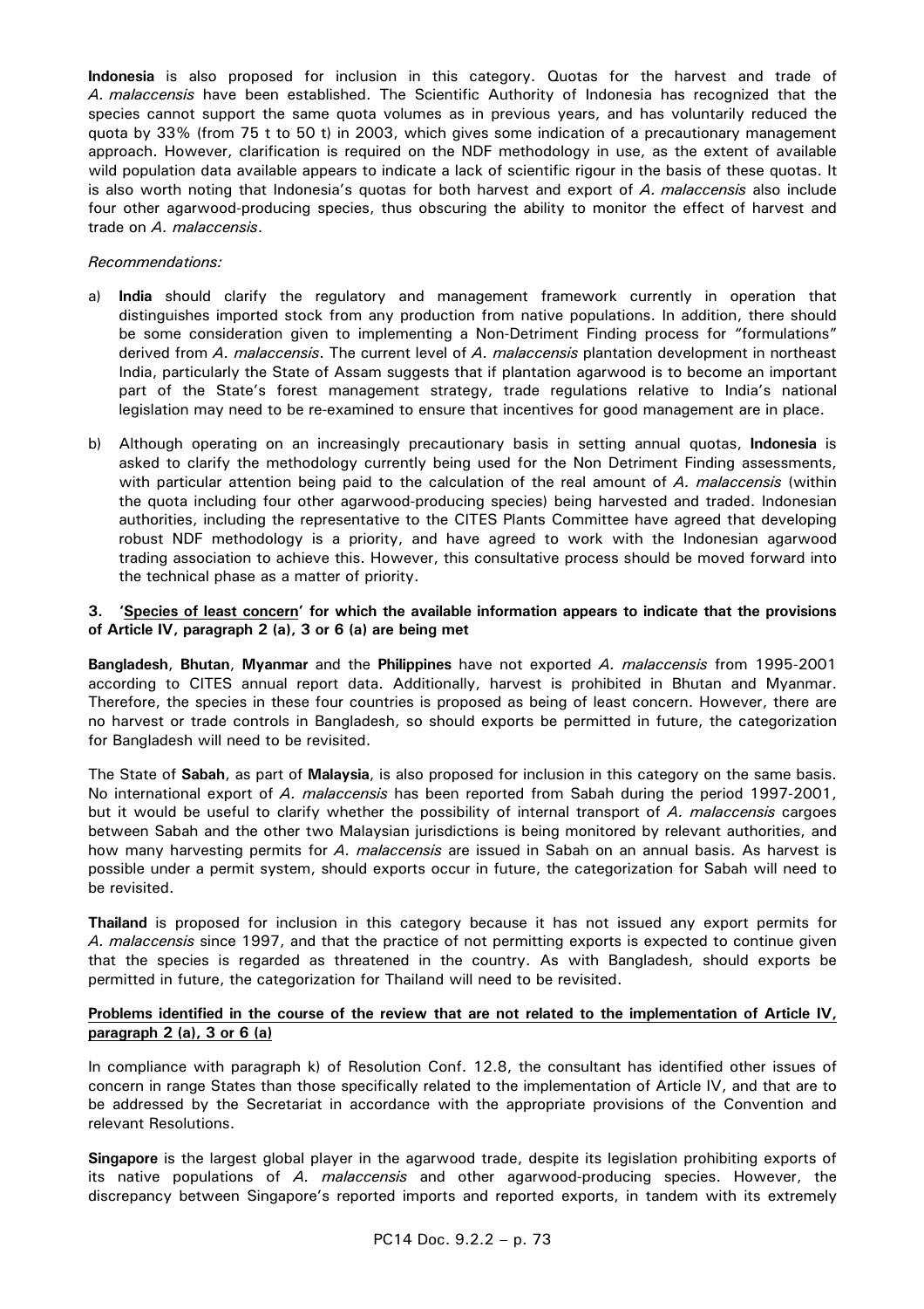**Indonesia** is also proposed for inclusion in this category. Quotas for the harvest and trade of *A. malaccensis* have been established. The Scientific Authority of Indonesia has recognized that the species cannot support the same quota volumes as in previous years, and has voluntarily reduced the quota by 33% (from 75 t to 50 t) in 2003, which gives some indication of a precautionary management approach. However, clarification is required on the NDF methodology in use, as the extent of available wild population data available appears to indicate a lack of scientific rigour in the basis of these quotas. It is also worth noting that Indonesia's quotas for both harvest and export of *A. malaccensis* also include four other agarwood-producing species, thus obscuring the ability to monitor the effect of harvest and trade on *A. malaccensis*.

*Recommendations:*

a) **India** should clarify the regulatory and management framework currently in operation that distinguishes imported stock from any production from native populations. In addition, there should be some consideration given to implementing a Non-Detriment Finding process for "formulations" derived from *A. malaccensis*. The current level of *A. malaccensis* plantation development in northeast India, particularly the State of Assam suggests that if plantation agarwood is to become an important part of the State's forest management strategy, trade regulations relative to India's national legislation may need to be re-examined to ensure that incentives for good management are in place.

b) Although operating on an increasingly precautionary basis in setting annual quotas, **Indonesia** is asked to clarify the methodology currently being used for the Non Detriment Finding assessments, with particular attention being paid to the calculation of the real amount of *A. malaccensis* (within the quota including four other agarwood-producing species) being harvested and traded. Indonesian authorities, including the representative to the CITES Plants Committee have agreed that developing robust NDF methodology is a priority, and have agreed to work with the Indonesian agarwood trading association to achieve this. However, this consultative process should be moved forward into the technical phase as a matter of priority.

**3. '<u>Species of least concern</u>' for which the available information appears to indicate that the provisions of Article IV, paragraph 2 (a), 3 or 6 (a) are being met**

**Bangladesh**, **Bhutan**, **Myanmar** and the **Philippines** have not exported *A. malaccensis* from 1995-2001 according to CITES annual report data. Additionally, harvest is prohibited in Bhutan and Myanmar. Therefore, the species in these four countries is proposed as being of least concern. However, there are no harvest or trade controls in Bangladesh, so should exports be permitted in future, the categorization for Bangladesh will need to be revisited.

The State of **Sabah**, as part of **Malaysia**, is also proposed for inclusion in this category on the same basis. No international export of *A. malaccensis* has been reported from Sabah during the period 1997-2001, but it would be useful to clarify whether the possibility of internal transport of *A. malaccensis* cargoes between Sabah and the other two Malaysian jurisdictions is being monitored by relevant authorities, and how many harvesting permits for *A. malaccensis* are issued in Sabah on an annual basis. As harvest is possible under a permit system, should exports occur in future, the categorization for Sabah will need to be revisited.

**Thailand** is proposed for inclusion in this category because it has not issued any export permits for *A. malaccensis* since 1997, and that the practice of not permitting exports is expected to continue given that the species is regarded as threatened in the country. As with Bangladesh, should exports be permitted in future, the categorization for Thailand will need to be revisited.

**<u>Problems identified in the course of the review that are not related to the implementation of Article IV, paragraph 2 (a), 3 or 6 (a)</u>**

In compliance with paragraph k) of Resolution Conf. 12.8, the consultant has identified other issues of concern in range States than those specifically related to the implementation of Article IV, and that are to be addressed by the Secretariat in accordance with the appropriate provisions of the Convention and relevant Resolutions.

**Singapore** is the largest global player in the agarwood trade, despite its legislation prohibiting exports of its native populations of *A. malaccensis* and other agarwood-producing species. However, the discrepancy between Singapore's reported imports and reported exports, in tandem with its extremely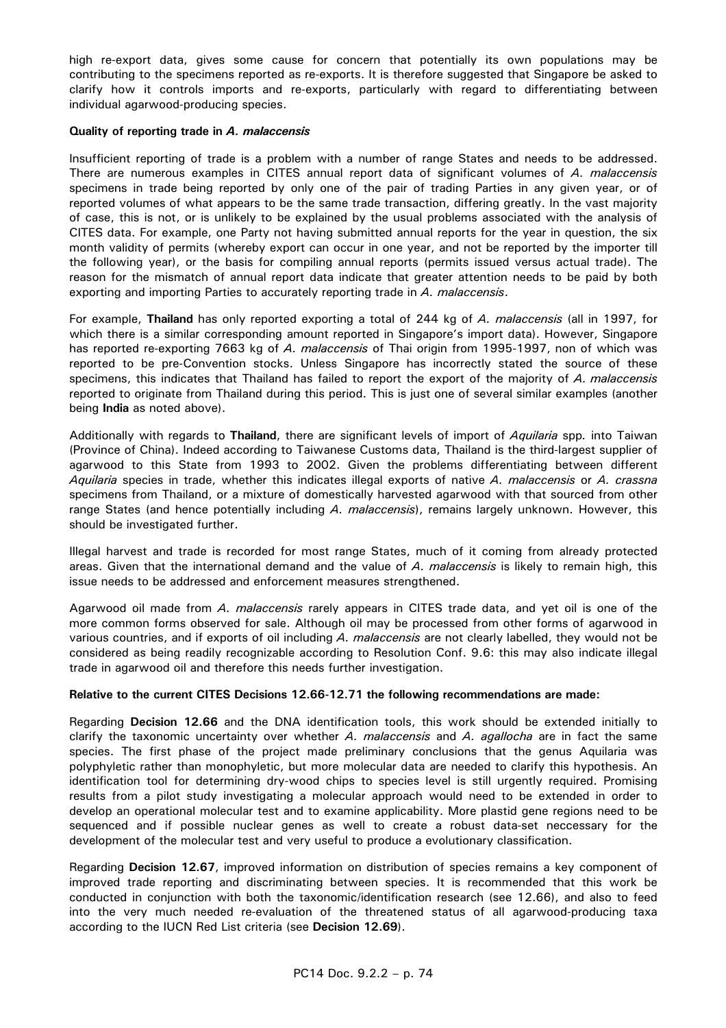high re-export data, gives some cause for concern that potentially its own populations may be contributing to the specimens reported as re-exports. It is therefore suggested that Singapore be asked to clarify how it controls imports and re-exports, particularly with regard to differentiating between individual agarwood-producing species.

**Quality of reporting trade in *A. malaccensis***

Insufficient reporting of trade is a problem with a number of range States and needs to be addressed. There are numerous examples in CITES annual report data of significant volumes of *A. malaccensis* specimens in trade being reported by only one of the pair of trading Parties in any given year, or of reported volumes of what appears to be the same trade transaction, differing greatly. In the vast majority of case, this is not, or is unlikely to be explained by the usual problems associated with the analysis of CITES data. For example, one Party not having submitted annual reports for the year in question, the six month validity of permits (whereby export can occur in one year, and not be reported by the importer till the following year), or the basis for compiling annual reports (permits issued versus actual trade). The reason for the mismatch of annual report data indicate that greater attention needs to be paid by both exporting and importing Parties to accurately reporting trade in *A. malaccensis*.

For example, **Thailand** has only reported exporting a total of 244 kg of *A. malaccensis* (all in 1997, for which there is a similar corresponding amount reported in Singapore's import data). However, Singapore has reported re-exporting 7663 kg of *A. malaccensis* of Thai origin from 1995-1997, non of which was reported to be pre-Convention stocks. Unless Singapore has incorrectly stated the source of these specimens, this indicates that Thailand has failed to report the export of the majority of *A. malaccensis* reported to originate from Thailand during this period. This is just one of several similar examples (another being **India** as noted above).

Additionally with regards to **Thailand**, there are significant levels of import of *Aquilaria* spp. into Taiwan (Province of China). Indeed according to Taiwanese Customs data, Thailand is the third-largest supplier of agarwood to this State from 1993 to 2002. Given the problems differentiating between different *Aquilaria* species in trade, whether this indicates illegal exports of native *A. malaccensis* or *A. crassna* specimens from Thailand, or a mixture of domestically harvested agarwood with that sourced from other range States (and hence potentially including *A. malaccensis*), remains largely unknown. However, this should be investigated further.

Illegal harvest and trade is recorded for most range States, much of it coming from already protected areas. Given that the international demand and the value of *A. malaccensis* is likely to remain high, this issue needs to be addressed and enforcement measures strengthened.

Agarwood oil made from *A. malaccensis* rarely appears in CITES trade data, and yet oil is one of the more common forms observed for sale. Although oil may be processed from other forms of agarwood in various countries, and if exports of oil including *A. malaccensis* are not clearly labelled, they would not be considered as being readily recognizable according to Resolution Conf. 9.6: this may also indicate illegal trade in agarwood oil and therefore this needs further investigation.

**Relative to the current CITES Decisions 12.66-12.71 the following recommendations are made:**

Regarding **Decision 12.66** and the DNA identification tools, this work should be extended initially to clarify the taxonomic uncertainty over whether *A. malaccensis* and *A. agallocha* are in fact the same species. The first phase of the project made preliminary conclusions that the genus Aquilaria was polyphyletic rather than monophyletic, but more molecular data are needed to clarify this hypothesis. An identification tool for determining dry-wood chips to species level is still urgently required. Promising results from a pilot study investigating a molecular approach would need to be extended in order to develop an operational molecular test and to examine applicability. More plastid gene regions need to be sequenced and if possible nuclear genes as well to create a robust data-set neccessary for the development of the molecular test and very useful to produce a evolutionary classification.

Regarding **Decision 12.67**, improved information on distribution of species remains a key component of improved trade reporting and discriminating between species. It is recommended that this work be conducted in conjunction with both the taxonomic/identification research (see 12.66), and also to feed into the very much needed re-evaluation of the threatened status of all agarwood-producing taxa according to the IUCN Red List criteria (see **Decision 12.69**).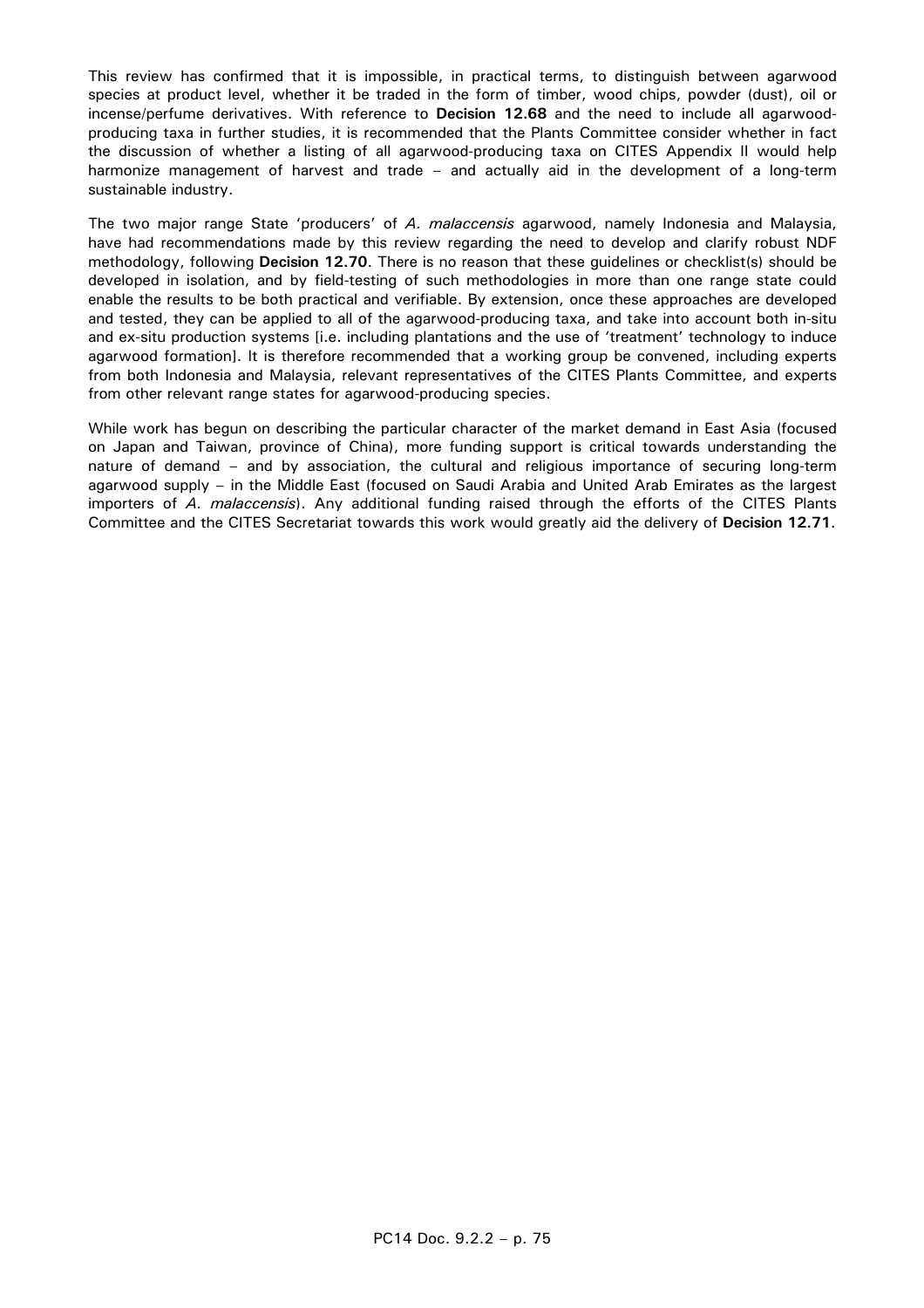This review has confirmed that it is impossible, in practical terms, to distinguish between agarwood species at product level, whether it be traded in the form of timber, wood chips, powder (dust), oil or incense/perfume derivatives. With reference to **Decision 12.68** and the need to include all agarwood-producing taxa in further studies, it is recommended that the Plants Committee consider whether in fact the discussion of whether a listing of all agarwood-producing taxa on CITES Appendix II would help harmonize management of harvest and trade – and actually aid in the development of a long-term sustainable industry.

The two major range State 'producers' of *A. malaccensis* agarwood, namely Indonesia and Malaysia, have had recommendations made by this review regarding the need to develop and clarify robust NDF methodology, following **Decision 12.70**. There is no reason that these guidelines or checklist(s) should be developed in isolation, and by field-testing of such methodologies in more than one range state could enable the results to be both practical and verifiable. By extension, once these approaches are developed and tested, they can be applied to all of the agarwood-producing taxa, and take into account both in-situ and ex-situ production systems [i.e. including plantations and the use of 'treatment' technology to induce agarwood formation]. It is therefore recommended that a working group be convened, including experts from both Indonesia and Malaysia, relevant representatives of the CITES Plants Committee, and experts from other relevant range states for agarwood-producing species.

While work has begun on describing the particular character of the market demand in East Asia (focused on Japan and Taiwan, province of China), more funding support is critical towards understanding the nature of demand – and by association, the cultural and religious importance of securing long-term agarwood supply – in the Middle East (focused on Saudi Arabia and United Arab Emirates as the largest importers of *A. malaccensis*). Any additional funding raised through the efforts of the CITES Plants Committee and the CITES Secretariat towards this work would greatly aid the delivery of **Decision 12.71**.